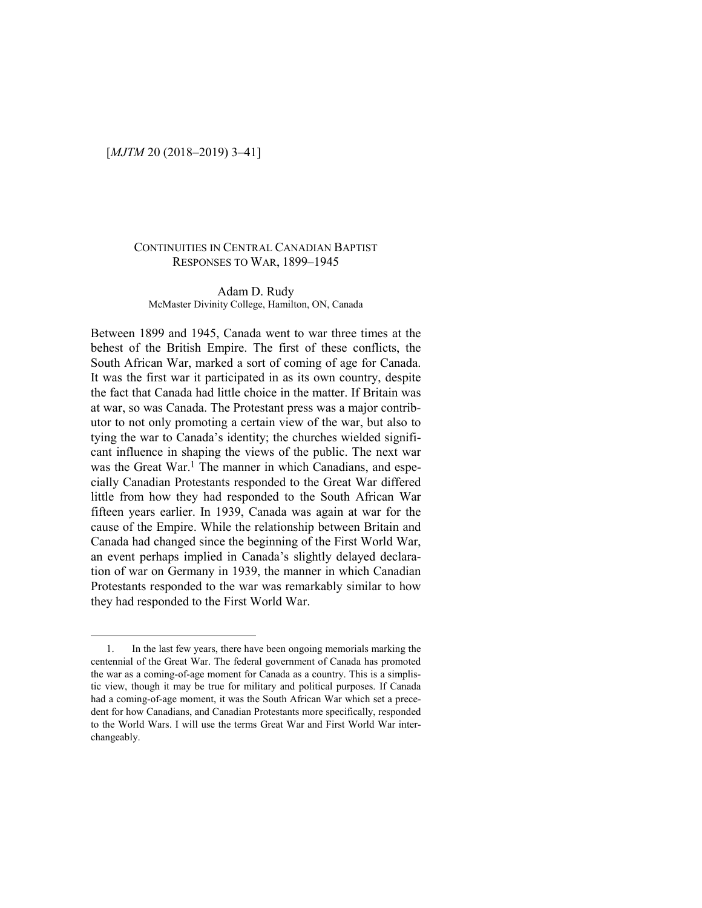# CONTINUITIES IN CENTRAL CANADIAN BAPTIST RESPONSES TO WAR, 1899–1945

Adam D. Rudy
McMaster Divinity College, Hamilton, ON, Canada

Between 1899 and 1945, Canada went to war three times at the behest of the British Empire. The first of these conflicts, the South African War, marked a sort of coming of age for Canada. It was the first war it participated in as its own country, despite the fact that Canada had little choice in the matter. If Britain was at war, so was Canada. The Protestant press was a major contributor to not only promoting a certain view of the war, but also to tying the war to Canada's identity; the churches wielded significant influence in shaping the views of the public. The next war was the Great War.[1] The manner in which Canadians, and especially Canadian Protestants responded to the Great War differed little from how they had responded to the South African War fifteen years earlier. In 1939, Canada was again at war for the cause of the Empire. While the relationship between Britain and Canada had changed since the beginning of the First World War, an event perhaps implied in Canada's slightly delayed declaration of war on Germany in 1939, the manner in which Canadian Protestants responded to the war was remarkably similar to how they had responded to the First World War.

---

1. In the last few years, there have been ongoing memorials marking the centennial of the Great War. The federal government of Canada has promoted the war as a coming-of-age moment for Canada as a country. This is a simplistic view, though it may be true for military and political purposes. If Canada had a coming-of-age moment, it was the South African War which set a precedent for how Canadians, and Canadian Protestants more specifically, responded to the World Wars. I will use the terms Great War and First World War interchangeably.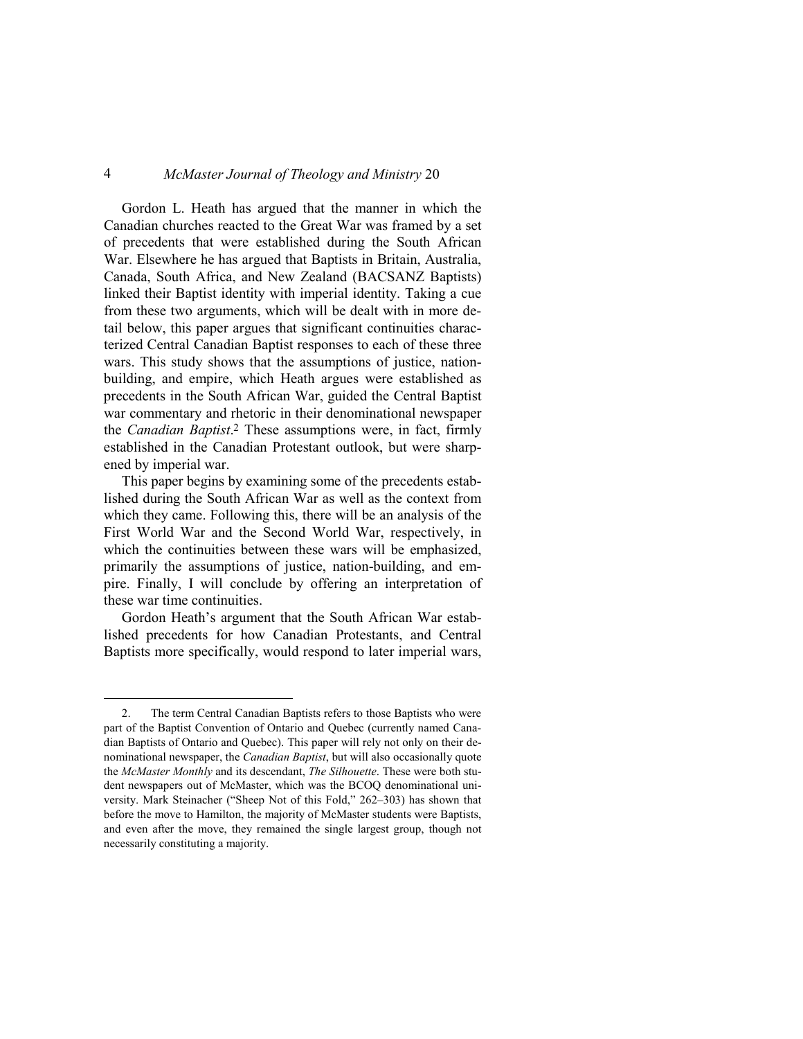Gordon L. Heath has argued that the manner in which the Canadian churches reacted to the Great War was framed by a set of precedents that were established during the South African War. Elsewhere he has argued that Baptists in Britain, Australia, Canada, South Africa, and New Zealand (BACSANZ Baptists) linked their Baptist identity with imperial identity. Taking a cue from these two arguments, which will be dealt with in more detail below, this paper argues that significant continuities characterized Central Canadian Baptist responses to each of these three wars. This study shows that the assumptions of justice, nation-building, and empire, which Heath argues were established as precedents in the South African War, guided the Central Baptist war commentary and rhetoric in their denominational newspaper the *Canadian Baptist*.[2] These assumptions were, in fact, firmly established in the Canadian Protestant outlook, but were sharpened by imperial war.

This paper begins by examining some of the precedents established during the South African War as well as the context from which they came. Following this, there will be an analysis of the First World War and the Second World War, respectively, in which the continuities between these wars will be emphasized, primarily the assumptions of justice, nation-building, and empire. Finally, I will conclude by offering an interpretation of these war time continuities.

Gordon Heath's argument that the South African War established precedents for how Canadian Protestants, and Central Baptists more specifically, would respond to later imperial wars,

2. The term Central Canadian Baptists refers to those Baptists who were part of the Baptist Convention of Ontario and Quebec (currently named Canadian Baptists of Ontario and Quebec). This paper will rely not only on their denominational newspaper, the *Canadian Baptist*, but will also occasionally quote the *McMaster Monthly* and its descendant, *The Silhouette*. These were both student newspapers out of McMaster, which was the BCOQ denominational university. Mark Steinacher ("Sheep Not of this Fold," 262–303) has shown that before the move to Hamilton, the majority of McMaster students were Baptists, and even after the move, they remained the single largest group, though not necessarily constituting a majority.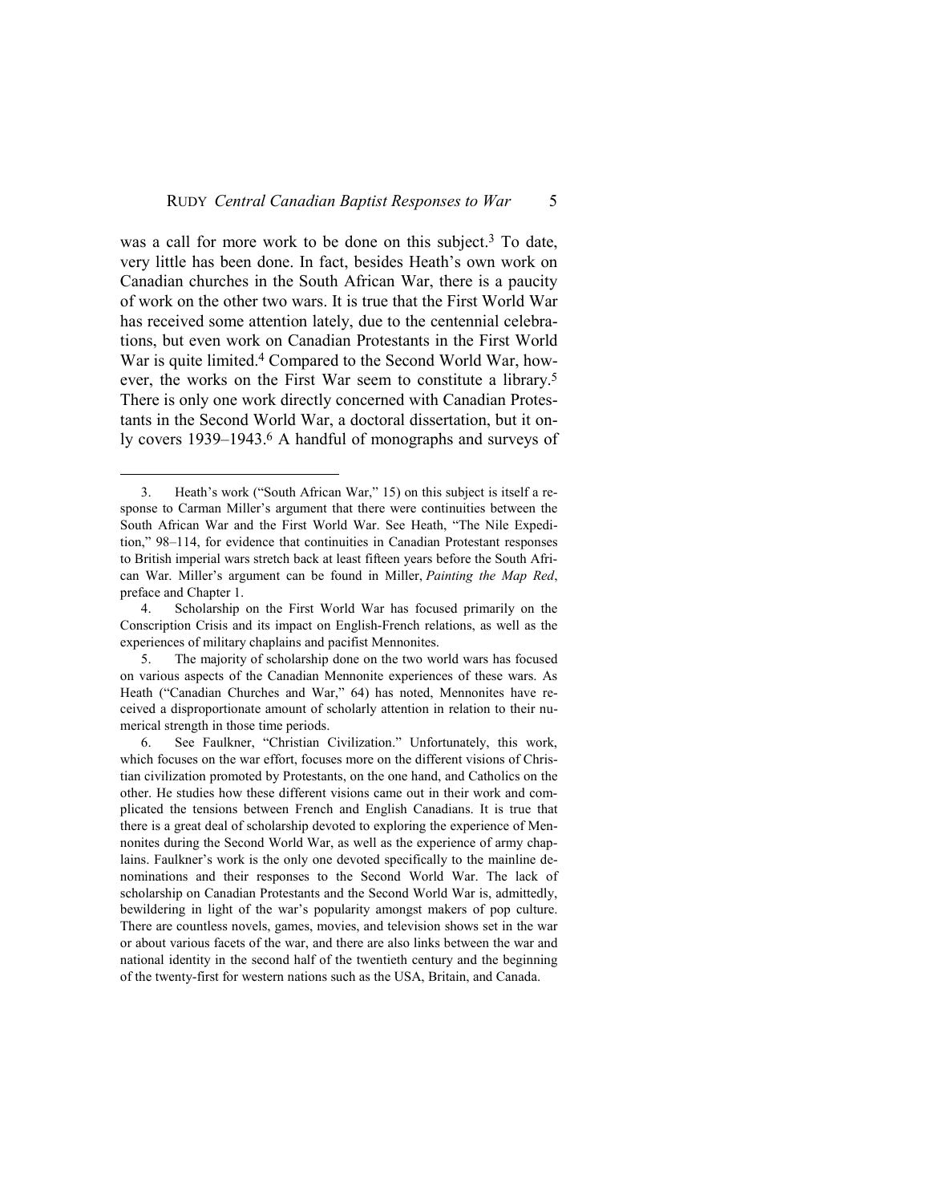was a call for more work to be done on this subject.[3] To date, very little has been done. In fact, besides Heath's own work on Canadian churches in the South African War, there is a paucity of work on the other two wars. It is true that the First World War has received some attention lately, due to the centennial celebrations, but even work on Canadian Protestants in the First World War is quite limited.[4] Compared to the Second World War, however, the works on the First War seem to constitute a library.[5] There is only one work directly concerned with Canadian Protestants in the Second World War, a doctoral dissertation, but it only covers 1939–1943.[6] A handful of monographs and surveys of

---

3. Heath's work ("South African War," 15) on this subject is itself a response to Carman Miller's argument that there were continuities between the South African War and the First World War. See Heath, "The Nile Expedition," 98–114, for evidence that continuities in Canadian Protestant responses to British imperial wars stretch back at least fifteen years before the South African War. Miller's argument can be found in Miller, *Painting the Map Red*, preface and Chapter 1.

4. Scholarship on the First World War has focused primarily on the Conscription Crisis and its impact on English-French relations, as well as the experiences of military chaplains and pacifist Mennonites.

5. The majority of scholarship done on the two world wars has focused on various aspects of the Canadian Mennonite experiences of these wars. As Heath ("Canadian Churches and War," 64) has noted, Mennonites have received a disproportionate amount of scholarly attention in relation to their numerical strength in those time periods.

6. See Faulkner, "Christian Civilization." Unfortunately, this work, which focuses on the war effort, focuses more on the different visions of Christian civilization promoted by Protestants, on the one hand, and Catholics on the other. He studies how these different visions came out in their work and complicated the tensions between French and English Canadians. It is true that there is a great deal of scholarship devoted to exploring the experience of Mennonites during the Second World War, as well as the experience of army chaplains. Faulkner's work is the only one devoted specifically to the mainline denominations and their responses to the Second World War. The lack of scholarship on Canadian Protestants and the Second World War is, admittedly, bewildering in light of the war's popularity amongst makers of pop culture. There are countless novels, games, movies, and television shows set in the war or about various facets of the war, and there are also links between the war and national identity in the second half of the twentieth century and the beginning of the twenty-first for western nations such as the USA, Britain, and Canada.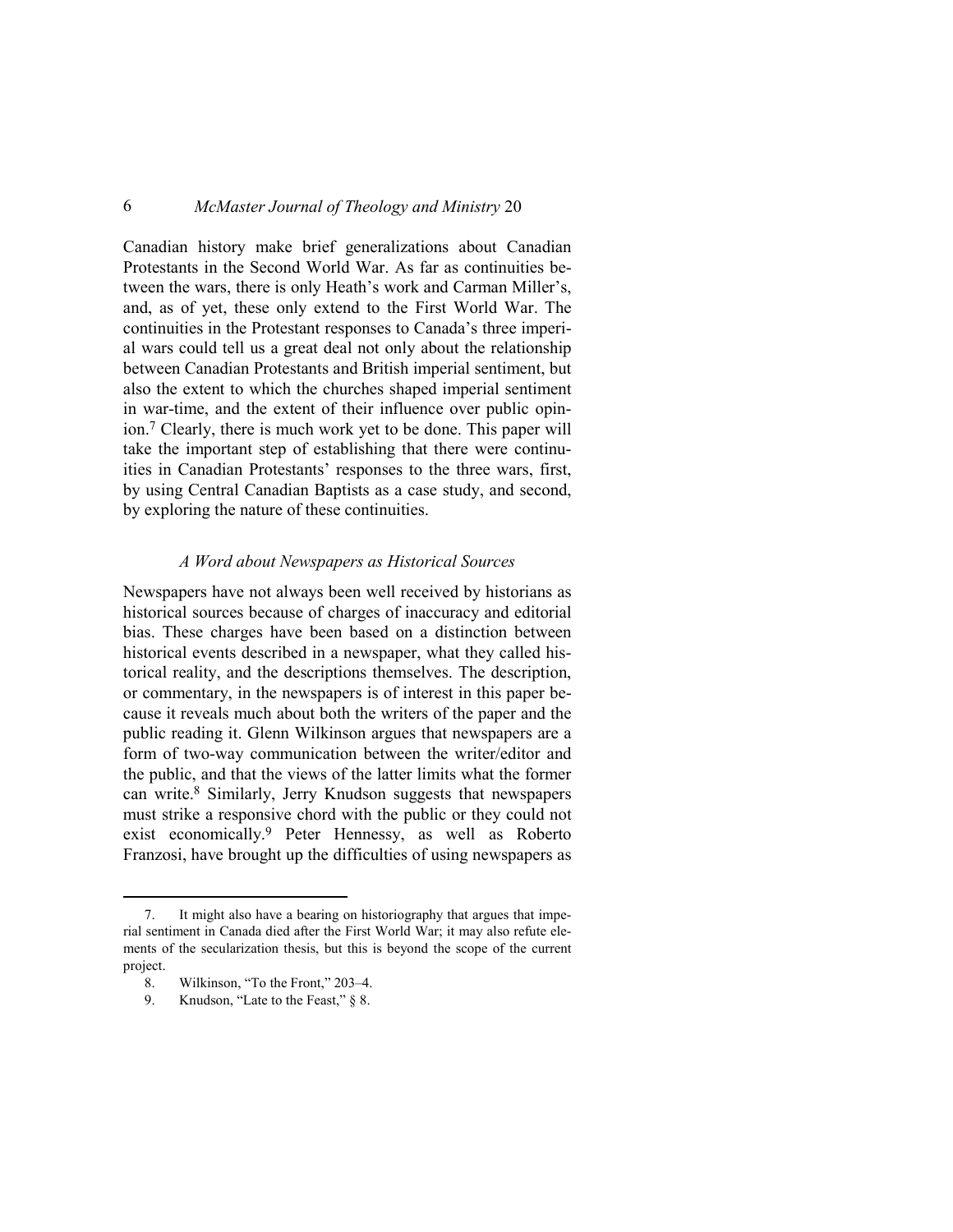Canadian history make brief generalizations about Canadian Protestants in the Second World War. As far as continuities between the wars, there is only Heath's work and Carman Miller's, and, as of yet, these only extend to the First World War. The continuities in the Protestant responses to Canada's three imperial wars could tell us a great deal not only about the relationship between Canadian Protestants and British imperial sentiment, but also the extent to which the churches shaped imperial sentiment in war-time, and the extent of their influence over public opinion.[7] Clearly, there is much work yet to be done. This paper will take the important step of establishing that there were continuities in Canadian Protestants' responses to the three wars, first, by using Central Canadian Baptists as a case study, and second, by exploring the nature of these continuities.

### *A Word about Newspapers as Historical Sources*

Newspapers have not always been well received by historians as historical sources because of charges of inaccuracy and editorial bias. These charges have been based on a distinction between historical events described in a newspaper, what they called historical reality, and the descriptions themselves. The description, or commentary, in the newspapers is of interest in this paper because it reveals much about both the writers of the paper and the public reading it. Glenn Wilkinson argues that newspapers are a form of two-way communication between the writer/editor and the public, and that the views of the latter limits what the former can write.[8] Similarly, Jerry Knudson suggests that newspapers must strike a responsive chord with the public or they could not exist economically.[9] Peter Hennessy, as well as Roberto Franzosi, have brought up the difficulties of using newspapers as

---

7. It might also have a bearing on historiography that argues that imperial sentiment in Canada died after the First World War; it may also refute elements of the secularization thesis, but this is beyond the scope of the current project.

8. Wilkinson, "To the Front," 203–4.

9. Knudson, "Late to the Feast," § 8.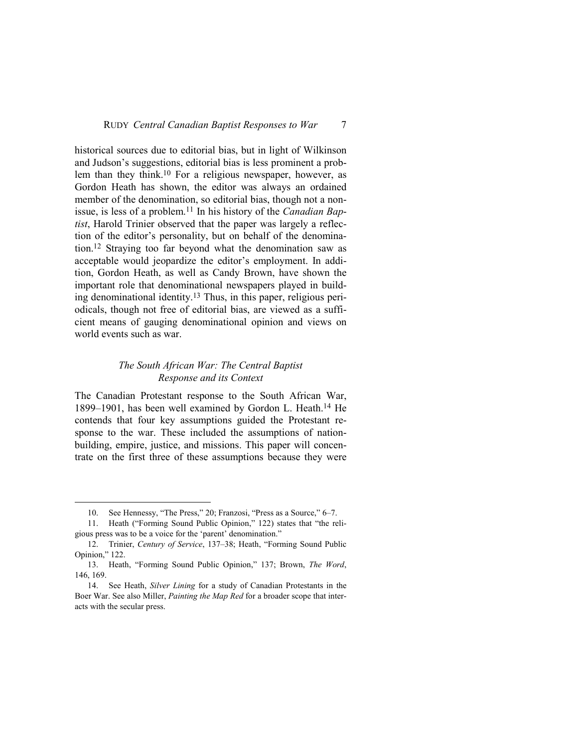historical sources due to editorial bias, but in light of Wilkinson and Judson's suggestions, editorial bias is less prominent a problem than they think.[10] For a religious newspaper, however, as Gordon Heath has shown, the editor was always an ordained member of the denomination, so editorial bias, though not a non-issue, is less of a problem.[11] In his history of the *Canadian Baptist*, Harold Trinier observed that the paper was largely a reflection of the editor's personality, but on behalf of the denomination.[12] Straying too far beyond what the denomination saw as acceptable would jeopardize the editor's employment. In addition, Gordon Heath, as well as Candy Brown, have shown the important role that denominational newspapers played in building denominational identity.[13] Thus, in this paper, religious periodicals, though not free of editorial bias, are viewed as a sufficient means of gauging denominational opinion and views on world events such as war.

### *The South African War: The Central Baptist Response and its Context*

The Canadian Protestant response to the South African War, 1899–1901, has been well examined by Gordon L. Heath.[14] He contends that four key assumptions guided the Protestant response to the war. These included the assumptions of nation-building, empire, justice, and missions. This paper will concentrate on the first three of these assumptions because they were

---

10. See Hennessy, "The Press," 20; Franzosi, "Press as a Source," 6–7.

11. Heath ("Forming Sound Public Opinion," 122) states that "the religious press was to be a voice for the 'parent' denomination."

12. Trinier, *Century of Service*, 137–38; Heath, "Forming Sound Public Opinion," 122.

13. Heath, "Forming Sound Public Opinion," 137; Brown, *The Word*, 146, 169.

14. See Heath, *Silver Lining* for a study of Canadian Protestants in the Boer War. See also Miller, *Painting the Map Red* for a broader scope that interacts with the secular press.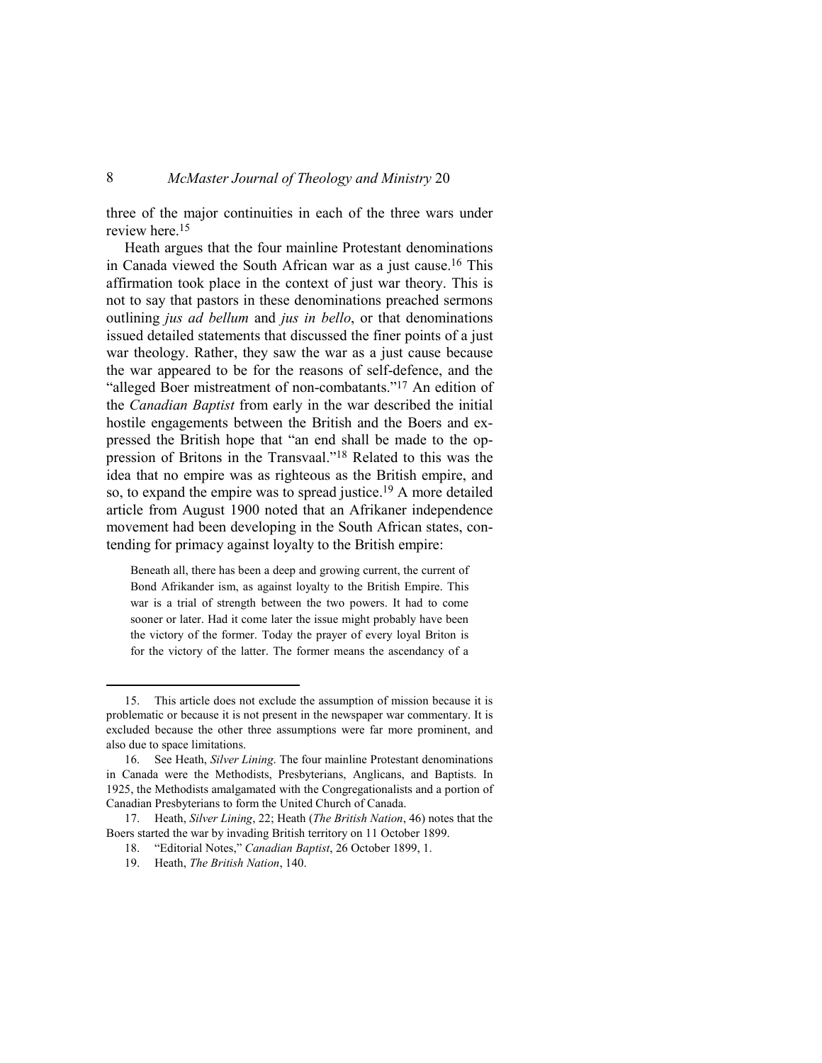three of the major continuities in each of the three wars under review here.[15]

Heath argues that the four mainline Protestant denominations in Canada viewed the South African war as a just cause.[16] This affirmation took place in the context of just war theory. This is not to say that pastors in these denominations preached sermons outlining *jus ad bellum* and *jus in bello*, or that denominations issued detailed statements that discussed the finer points of a just war theology. Rather, they saw the war as a just cause because the war appeared to be for the reasons of self-defence, and the "alleged Boer mistreatment of non-combatants."[17] An edition of the *Canadian Baptist* from early in the war described the initial hostile engagements between the British and the Boers and expressed the British hope that "an end shall be made to the oppression of Britons in the Transvaal."[18] Related to this was the idea that no empire was as righteous as the British empire, and so, to expand the empire was to spread justice.[19] A more detailed article from August 1900 noted that an Afrikaner independence movement had been developing in the South African states, contending for primacy against loyalty to the British empire:

> Beneath all, there has been a deep and growing current, the current of Bond Afrikander ism, as against loyalty to the British Empire. This war is a trial of strength between the two powers. It had to come sooner or later. Had it come later the issue might probably have been the victory of the former. Today the prayer of every loyal Briton is for the victory of the latter. The former means the ascendancy of a

---

15. This article does not exclude the assumption of mission because it is problematic or because it is not present in the newspaper war commentary. It is excluded because the other three assumptions were far more prominent, and also due to space limitations.

16. See Heath, *Silver Lining*. The four mainline Protestant denominations in Canada were the Methodists, Presbyterians, Anglicans, and Baptists. In 1925, the Methodists amalgamated with the Congregationalists and a portion of Canadian Presbyterians to form the United Church of Canada.

17. Heath, *Silver Lining*, 22; Heath (*The British Nation*, 46) notes that the Boers started the war by invading British territory on 11 October 1899.

18. "Editorial Notes," *Canadian Baptist*, 26 October 1899, 1.

19. Heath, *The British Nation*, 140.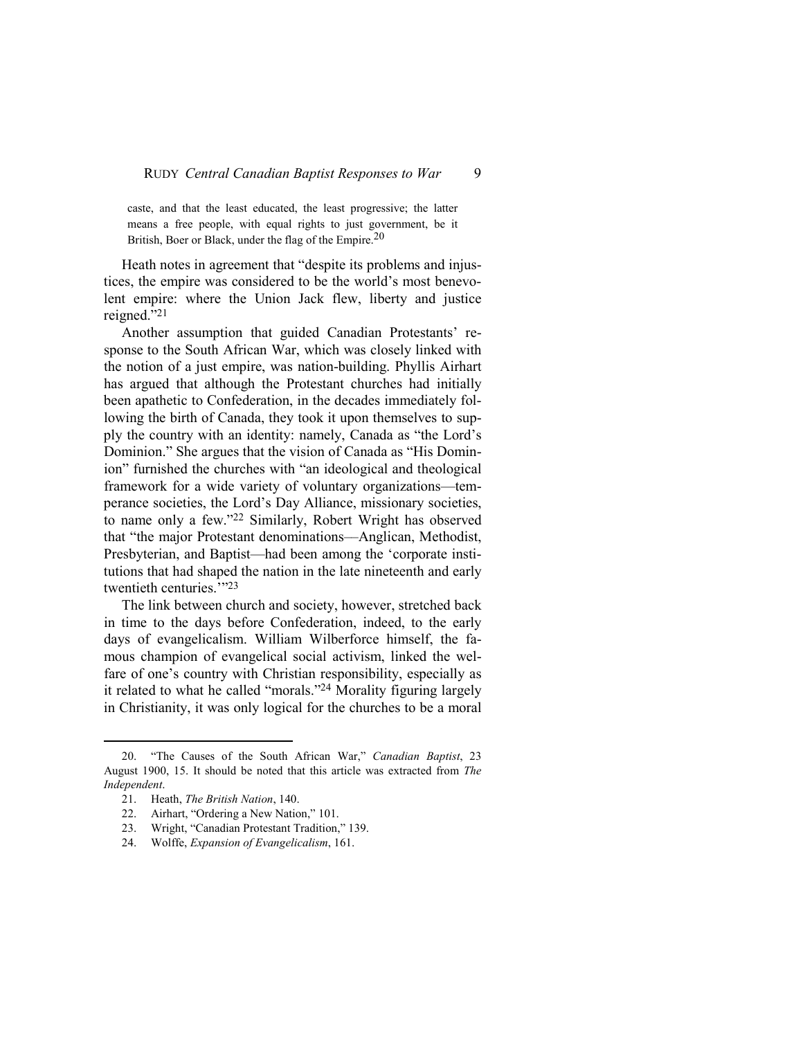caste, and that the least educated, the least progressive; the latter means a free people, with equal rights to just government, be it British, Boer or Black, under the flag of the Empire.[20]

Heath notes in agreement that "despite its problems and injustices, the empire was considered to be the world's most benevolent empire: where the Union Jack flew, liberty and justice reigned."[21]

Another assumption that guided Canadian Protestants' response to the South African War, which was closely linked with the notion of a just empire, was nation-building. Phyllis Airhart has argued that although the Protestant churches had initially been apathetic to Confederation, in the decades immediately following the birth of Canada, they took it upon themselves to supply the country with an identity: namely, Canada as "the Lord's Dominion." She argues that the vision of Canada as "His Dominion" furnished the churches with "an ideological and theological framework for a wide variety of voluntary organizations—temperance societies, the Lord's Day Alliance, missionary societies, to name only a few."[22] Similarly, Robert Wright has observed that "the major Protestant denominations—Anglican, Methodist, Presbyterian, and Baptist—had been among the 'corporate institutions that had shaped the nation in the late nineteenth and early twentieth centuries.'"[23]

The link between church and society, however, stretched back in time to the days before Confederation, indeed, to the early days of evangelicalism. William Wilberforce himself, the famous champion of evangelical social activism, linked the welfare of one's country with Christian responsibility, especially as it related to what he called "morals."[24] Morality figuring largely in Christianity, it was only logical for the churches to be a moral

---

20. "The Causes of the South African War," *Canadian Baptist*, 23 August 1900, 15. It should be noted that this article was extracted from *The Independent*.

21. Heath, *The British Nation*, 140.

22. Airhart, "Ordering a New Nation," 101.

23. Wright, "Canadian Protestant Tradition," 139.

24. Wolffe, *Expansion of Evangelicalism*, 161.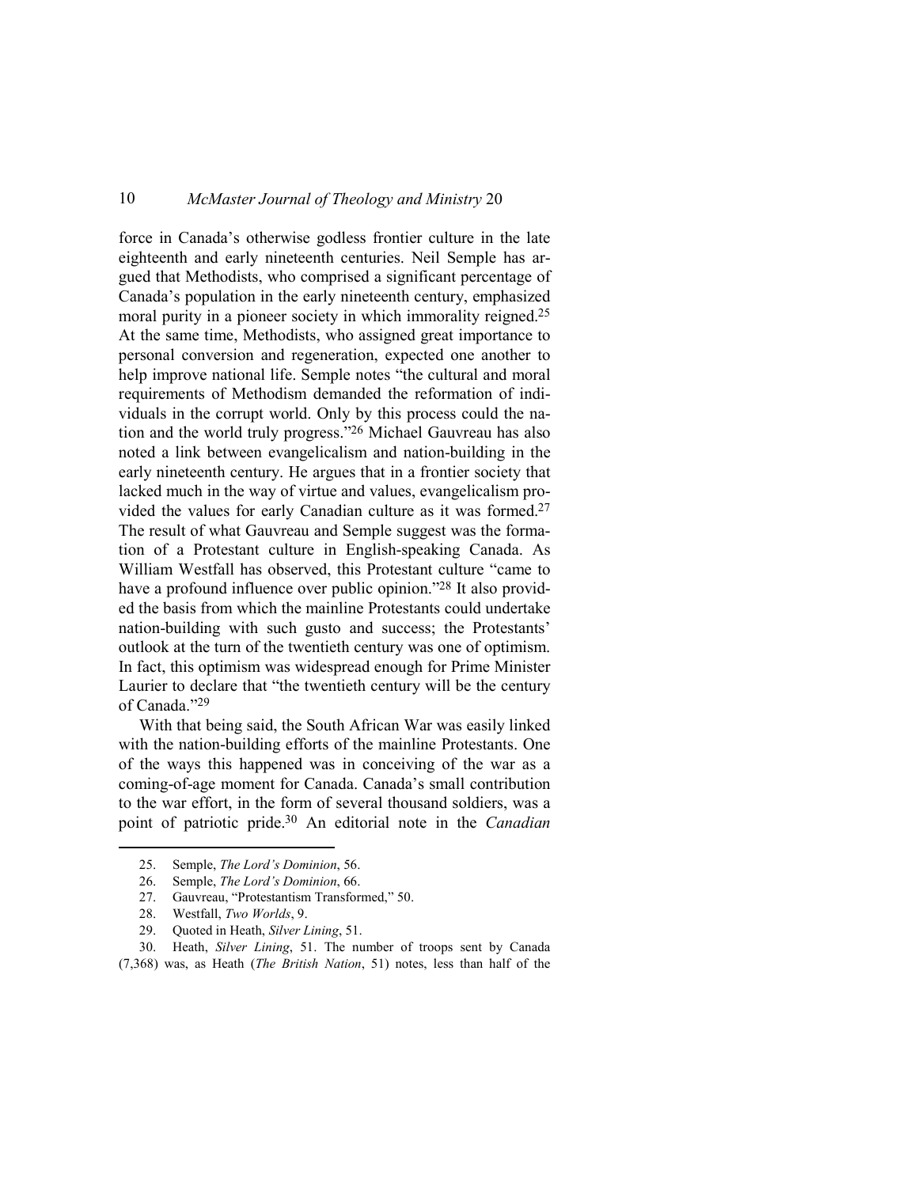force in Canada's otherwise godless frontier culture in the late eighteenth and early nineteenth centuries. Neil Semple has argued that Methodists, who comprised a significant percentage of Canada's population in the early nineteenth century, emphasized moral purity in a pioneer society in which immorality reigned.[25] At the same time, Methodists, who assigned great importance to personal conversion and regeneration, expected one another to help improve national life. Semple notes "the cultural and moral requirements of Methodism demanded the reformation of individuals in the corrupt world. Only by this process could the nation and the world truly progress."[26] Michael Gauvreau has also noted a link between evangelicalism and nation-building in the early nineteenth century. He argues that in a frontier society that lacked much in the way of virtue and values, evangelicalism provided the values for early Canadian culture as it was formed.[27] The result of what Gauvreau and Semple suggest was the formation of a Protestant culture in English-speaking Canada. As William Westfall has observed, this Protestant culture "came to have a profound influence over public opinion."[28] It also provided the basis from which the mainline Protestants could undertake nation-building with such gusto and success; the Protestants' outlook at the turn of the twentieth century was one of optimism. In fact, this optimism was widespread enough for Prime Minister Laurier to declare that "the twentieth century will be the century of Canada."[29]

With that being said, the South African War was easily linked with the nation-building efforts of the mainline Protestants. One of the ways this happened was in conceiving of the war as a coming-of-age moment for Canada. Canada's small contribution to the war effort, in the form of several thousand soldiers, was a point of patriotic pride.[30] An editorial note in the *Canadian*

---

25. Semple, *The Lord's Dominion*, 56.
26. Semple, *The Lord's Dominion*, 66.
27. Gauvreau, "Protestantism Transformed," 50.
28. Westfall, *Two Worlds*, 9.
29. Quoted in Heath, *Silver Lining*, 51.
30. Heath, *Silver Lining*, 51. The number of troops sent by Canada (7,368) was, as Heath (*The British Nation*, 51) notes, less than half of the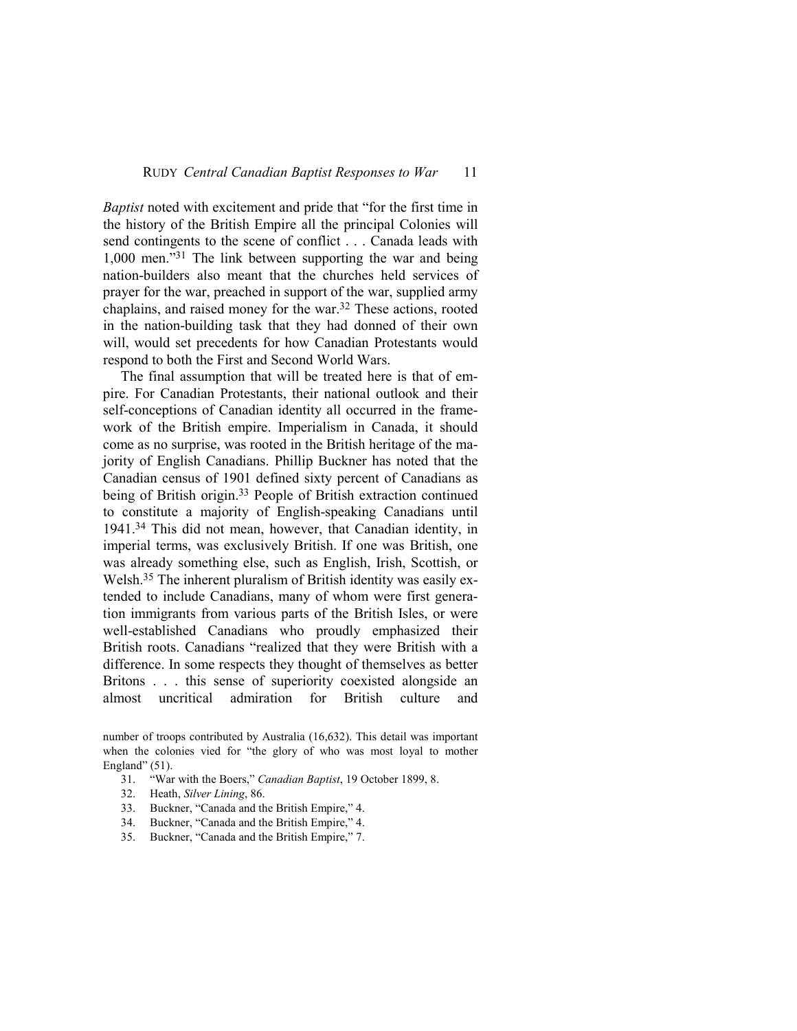*Baptist* noted with excitement and pride that "for the first time in the history of the British Empire all the principal Colonies will send contingents to the scene of conflict . . . Canada leads with 1,000 men."[31] The link between supporting the war and being nation-builders also meant that the churches held services of prayer for the war, preached in support of the war, supplied army chaplains, and raised money for the war.[32] These actions, rooted in the nation-building task that they had donned of their own will, would set precedents for how Canadian Protestants would respond to both the First and Second World Wars.

The final assumption that will be treated here is that of empire. For Canadian Protestants, their national outlook and their self-conceptions of Canadian identity all occurred in the framework of the British empire. Imperialism in Canada, it should come as no surprise, was rooted in the British heritage of the majority of English Canadians. Phillip Buckner has noted that the Canadian census of 1901 defined sixty percent of Canadians as being of British origin.[33] People of British extraction continued to constitute a majority of English-speaking Canadians until 1941.[34] This did not mean, however, that Canadian identity, in imperial terms, was exclusively British. If one was British, one was already something else, such as English, Irish, Scottish, or Welsh.[35] The inherent pluralism of British identity was easily extended to include Canadians, many of whom were first generation immigrants from various parts of the British Isles, or were well-established Canadians who proudly emphasized their British roots. Canadians "realized that they were British with a difference. In some respects they thought of themselves as better Britons . . . this sense of superiority coexisted alongside an almost uncritical admiration for British culture and

number of troops contributed by Australia (16,632). This detail was important when the colonies vied for "the glory of who was most loyal to mother England" (51).

31. "War with the Boers," *Canadian Baptist*, 19 October 1899, 8.
32. Heath, *Silver Lining*, 86.
33. Buckner, "Canada and the British Empire," 4.
34. Buckner, "Canada and the British Empire," 4.
35. Buckner, "Canada and the British Empire," 7.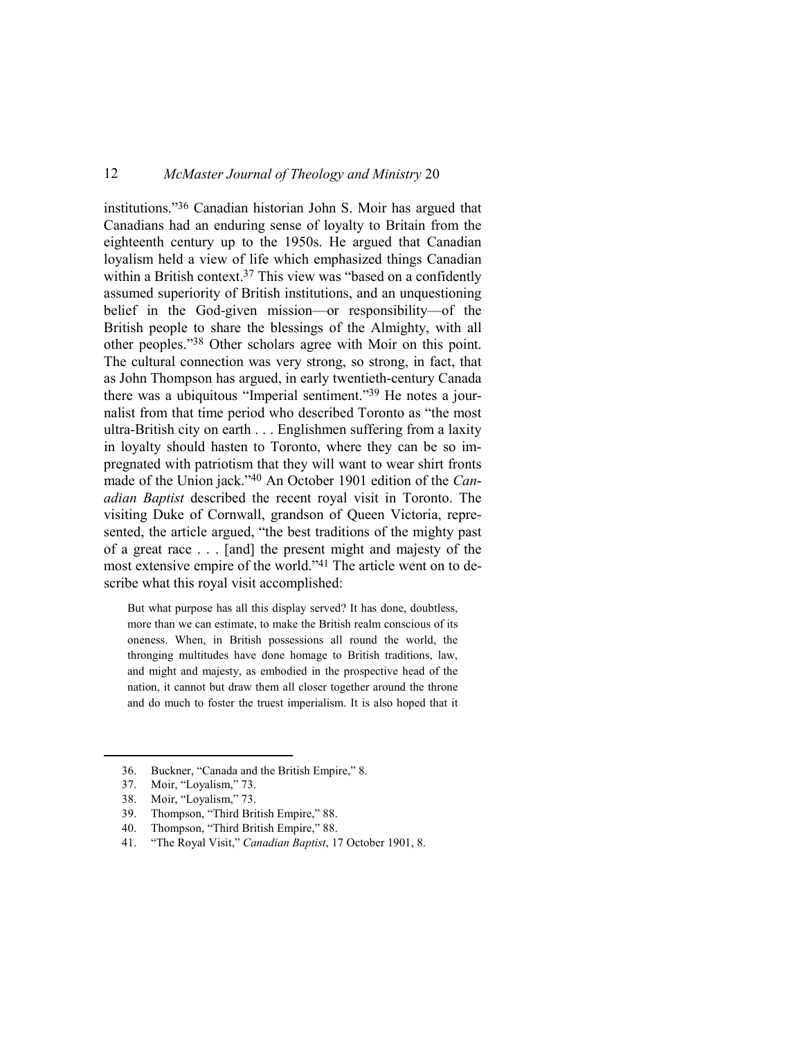institutions."[36] Canadian historian John S. Moir has argued that Canadians had an enduring sense of loyalty to Britain from the eighteenth century up to the 1950s. He argued that Canadian loyalism held a view of life which emphasized things Canadian within a British context.[37] This view was "based on a confidently assumed superiority of British institutions, and an unquestioning belief in the God-given mission—or responsibility—of the British people to share the blessings of the Almighty, with all other peoples."[38] Other scholars agree with Moir on this point. The cultural connection was very strong, so strong, in fact, that as John Thompson has argued, in early twentieth-century Canada there was a ubiquitous "Imperial sentiment."[39] He notes a journalist from that time period who described Toronto as "the most ultra-British city on earth . . . Englishmen suffering from a laxity in loyalty should hasten to Toronto, where they can be so impregnated with patriotism that they will want to wear shirt fronts made of the Union jack."[40] An October 1901 edition of the *Canadian Baptist* described the recent royal visit in Toronto. The visiting Duke of Cornwall, grandson of Queen Victoria, represented, the article argued, "the best traditions of the mighty past of a great race . . . [and] the present might and majesty of the most extensive empire of the world."[41] The article went on to describe what this royal visit accomplished:

> But what purpose has all this display served? It has done, doubtless, more than we can estimate, to make the British realm conscious of its oneness. When, in British possessions all round the world, the thronging multitudes have done homage to British traditions, law, and might and majesty, as embodied in the prospective head of the nation, it cannot but draw them all closer together around the throne and do much to foster the truest imperialism. It is also hoped that it

36. Buckner, "Canada and the British Empire," 8.
37. Moir, "Loyalism," 73.
38. Moir, "Loyalism," 73.
39. Thompson, "Third British Empire," 88.
40. Thompson, "Third British Empire," 88.
41. "The Royal Visit," *Canadian Baptist*, 17 October 1901, 8.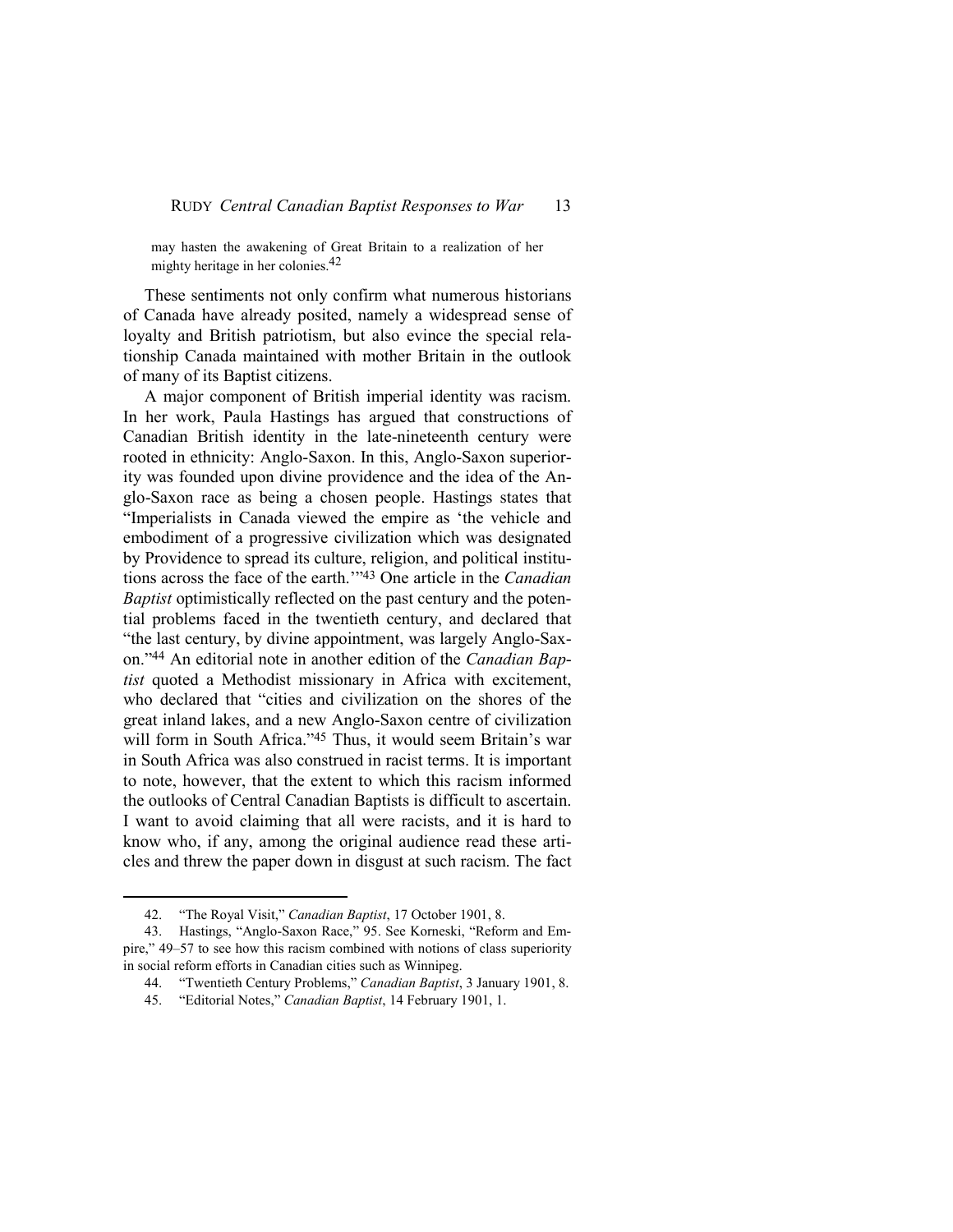may hasten the awakening of Great Britain to a realization of her mighty heritage in her colonies.[42]

These sentiments not only confirm what numerous historians of Canada have already posited, namely a widespread sense of loyalty and British patriotism, but also evince the special relationship Canada maintained with mother Britain in the outlook of many of its Baptist citizens.

A major component of British imperial identity was racism. In her work, Paula Hastings has argued that constructions of Canadian British identity in the late-nineteenth century were rooted in ethnicity: Anglo-Saxon. In this, Anglo-Saxon superiority was founded upon divine providence and the idea of the Anglo-Saxon race as being a chosen people. Hastings states that "Imperialists in Canada viewed the empire as 'the vehicle and embodiment of a progressive civilization which was designated by Providence to spread its culture, religion, and political institutions across the face of the earth.'"[43] One article in the *Canadian Baptist* optimistically reflected on the past century and the potential problems faced in the twentieth century, and declared that "the last century, by divine appointment, was largely Anglo-Saxon."[44] An editorial note in another edition of the *Canadian Baptist* quoted a Methodist missionary in Africa with excitement, who declared that "cities and civilization on the shores of the great inland lakes, and a new Anglo-Saxon centre of civilization will form in South Africa."[45] Thus, it would seem Britain's war in South Africa was also construed in racist terms. It is important to note, however, that the extent to which this racism informed the outlooks of Central Canadian Baptists is difficult to ascertain. I want to avoid claiming that all were racists, and it is hard to know who, if any, among the original audience read these articles and threw the paper down in disgust at such racism. The fact

---

42. "The Royal Visit," *Canadian Baptist*, 17 October 1901, 8.

43. Hastings, "Anglo-Saxon Race," 95. See Korneski, "Reform and Empire," 49–57 to see how this racism combined with notions of class superiority in social reform efforts in Canadian cities such as Winnipeg.

44. "Twentieth Century Problems," *Canadian Baptist*, 3 January 1901, 8.

45. "Editorial Notes," *Canadian Baptist*, 14 February 1901, 1.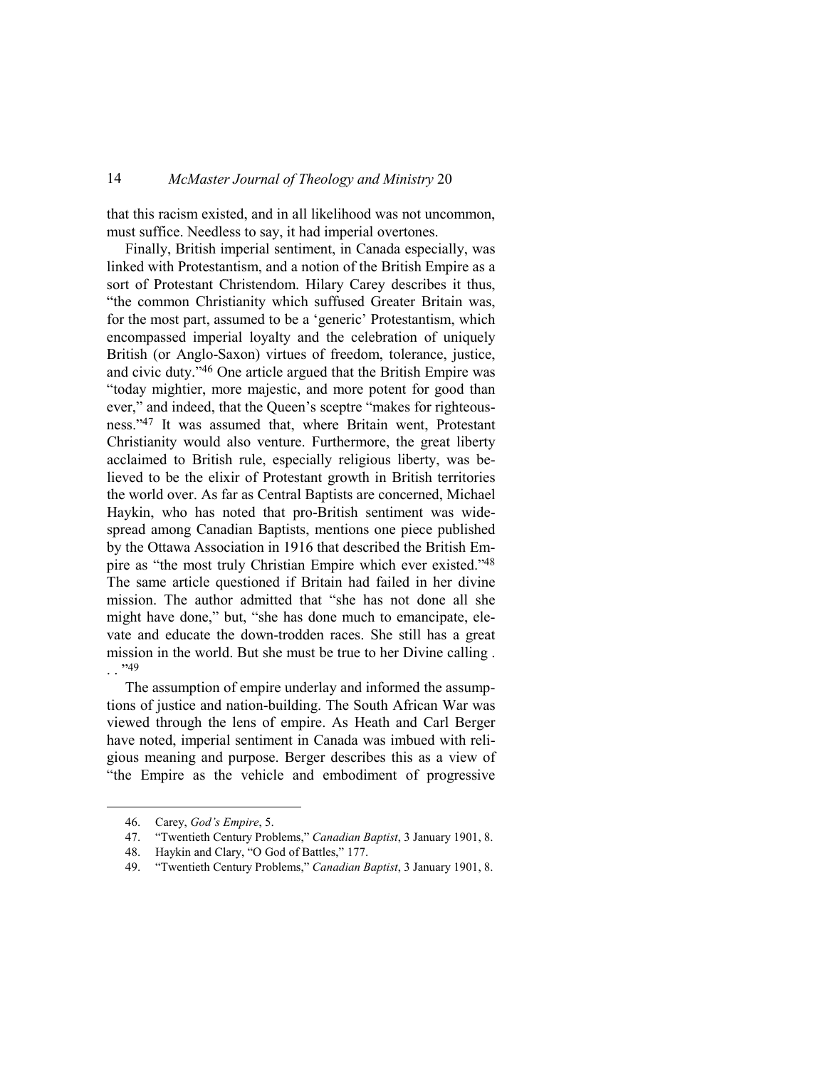that this racism existed, and in all likelihood was not uncommon, must suffice. Needless to say, it had imperial overtones.

Finally, British imperial sentiment, in Canada especially, was linked with Protestantism, and a notion of the British Empire as a sort of Protestant Christendom. Hilary Carey describes it thus, "the common Christianity which suffused Greater Britain was, for the most part, assumed to be a 'generic' Protestantism, which encompassed imperial loyalty and the celebration of uniquely British (or Anglo-Saxon) virtues of freedom, tolerance, justice, and civic duty."[46] One article argued that the British Empire was "today mightier, more majestic, and more potent for good than ever," and indeed, that the Queen's sceptre "makes for righteousness."[47] It was assumed that, where Britain went, Protestant Christianity would also venture. Furthermore, the great liberty acclaimed to British rule, especially religious liberty, was believed to be the elixir of Protestant growth in British territories the world over. As far as Central Baptists are concerned, Michael Haykin, who has noted that pro-British sentiment was widespread among Canadian Baptists, mentions one piece published by the Ottawa Association in 1916 that described the British Empire as "the most truly Christian Empire which ever existed."[48] The same article questioned if Britain had failed in her divine mission. The author admitted that "she has not done all she might have done," but, "she has done much to emancipate, elevate and educate the down-trodden races. She still has a great mission in the world. But she must be true to her Divine calling . . ."[49]

The assumption of empire underlay and informed the assumptions of justice and nation-building. The South African War was viewed through the lens of empire. As Heath and Carl Berger have noted, imperial sentiment in Canada was imbued with religious meaning and purpose. Berger describes this as a view of "the Empire as the vehicle and embodiment of progressive

46. Carey, *God's Empire*, 5.

47. "Twentieth Century Problems," *Canadian Baptist*, 3 January 1901, 8.

48. Haykin and Clary, "O God of Battles," 177.

49. "Twentieth Century Problems," *Canadian Baptist*, 3 January 1901, 8.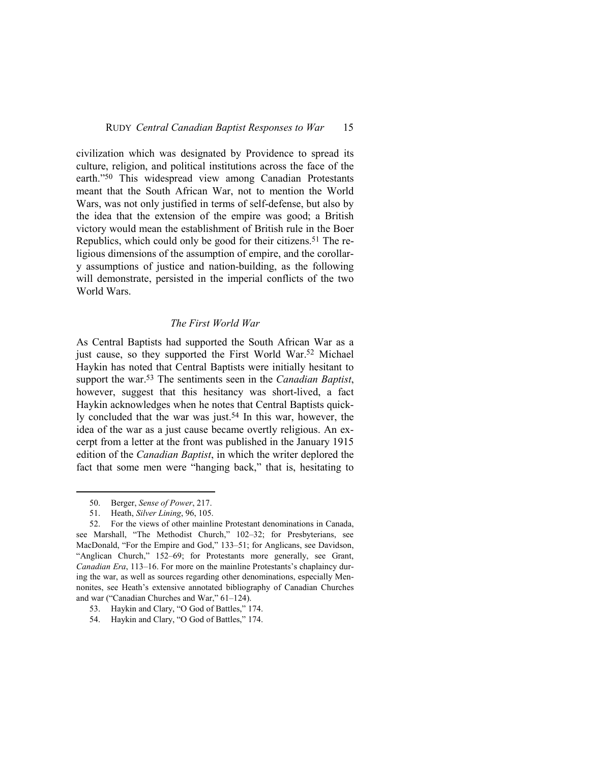civilization which was designated by Providence to spread its culture, religion, and political institutions across the face of the earth."[50] This widespread view among Canadian Protestants meant that the South African War, not to mention the World Wars, was not only justified in terms of self-defense, but also by the idea that the extension of the empire was good; a British victory would mean the establishment of British rule in the Boer Republics, which could only be good for their citizens.[51] The religious dimensions of the assumption of empire, and the corollary assumptions of justice and nation-building, as the following will demonstrate, persisted in the imperial conflicts of the two World Wars.

### *The First World War*

As Central Baptists had supported the South African War as a just cause, so they supported the First World War.[52] Michael Haykin has noted that Central Baptists were initially hesitant to support the war.[53] The sentiments seen in the *Canadian Baptist*, however, suggest that this hesitancy was short-lived, a fact Haykin acknowledges when he notes that Central Baptists quickly concluded that the war was just.[54] In this war, however, the idea of the war as a just cause became overtly religious. An excerpt from a letter at the front was published in the January 1915 edition of the *Canadian Baptist*, in which the writer deplored the fact that some men were "hanging back," that is, hesitating to

---

50. Berger, *Sense of Power*, 217.

51. Heath, *Silver Lining*, 96, 105.

52. For the views of other mainline Protestant denominations in Canada, see Marshall, "The Methodist Church," 102–32; for Presbyterians, see MacDonald, "For the Empire and God," 133–51; for Anglicans, see Davidson, "Anglican Church," 152–69; for Protestants more generally, see Grant, *Canadian Era*, 113–16. For more on the mainline Protestants's chaplaincy during the war, as well as sources regarding other denominations, especially Mennonites, see Heath's extensive annotated bibliography of Canadian Churches and war ("Canadian Churches and War," 61–124).

53. Haykin and Clary, "O God of Battles," 174.

54. Haykin and Clary, "O God of Battles," 174.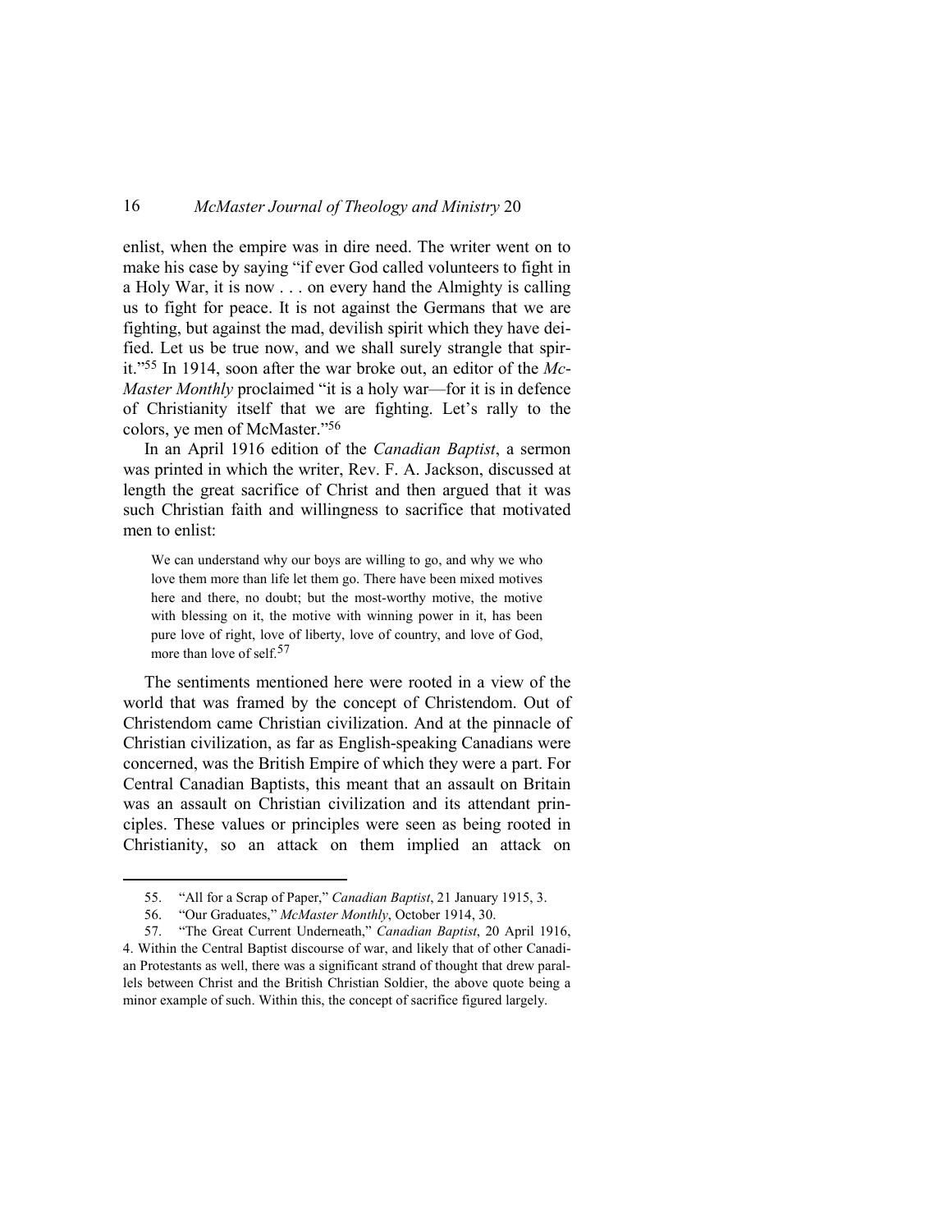enlist, when the empire was in dire need. The writer went on to make his case by saying "if ever God called volunteers to fight in a Holy War, it is now . . . on every hand the Almighty is calling us to fight for peace. It is not against the Germans that we are fighting, but against the mad, devilish spirit which they have deified. Let us be true now, and we shall surely strangle that spirit."[55] In 1914, soon after the war broke out, an editor of the *McMaster Monthly* proclaimed "it is a holy war—for it is in defence of Christianity itself that we are fighting. Let's rally to the colors, ye men of McMaster."[56]

In an April 1916 edition of the *Canadian Baptist*, a sermon was printed in which the writer, Rev. F. A. Jackson, discussed at length the great sacrifice of Christ and then argued that it was such Christian faith and willingness to sacrifice that motivated men to enlist:

> We can understand why our boys are willing to go, and why we who love them more than life let them go. There have been mixed motives here and there, no doubt; but the most-worthy motive, the motive with blessing on it, the motive with winning power in it, has been pure love of right, love of liberty, love of country, and love of God, more than love of self.[57]

The sentiments mentioned here were rooted in a view of the world that was framed by the concept of Christendom. Out of Christendom came Christian civilization. And at the pinnacle of Christian civilization, as far as English-speaking Canadians were concerned, was the British Empire of which they were a part. For Central Canadian Baptists, this meant that an assault on Britain was an assault on Christian civilization and its attendant principles. These values or principles were seen as being rooted in Christianity, so an attack on them implied an attack on

---

55. "All for a Scrap of Paper," *Canadian Baptist*, 21 January 1915, 3.

56. "Our Graduates," *McMaster Monthly*, October 1914, 30.

57. "The Great Current Underneath," *Canadian Baptist*, 20 April 1916, 4. Within the Central Baptist discourse of war, and likely that of other Canadian Protestants as well, there was a significant strand of thought that drew parallels between Christ and the British Christian Soldier, the above quote being a minor example of such. Within this, the concept of sacrifice figured largely.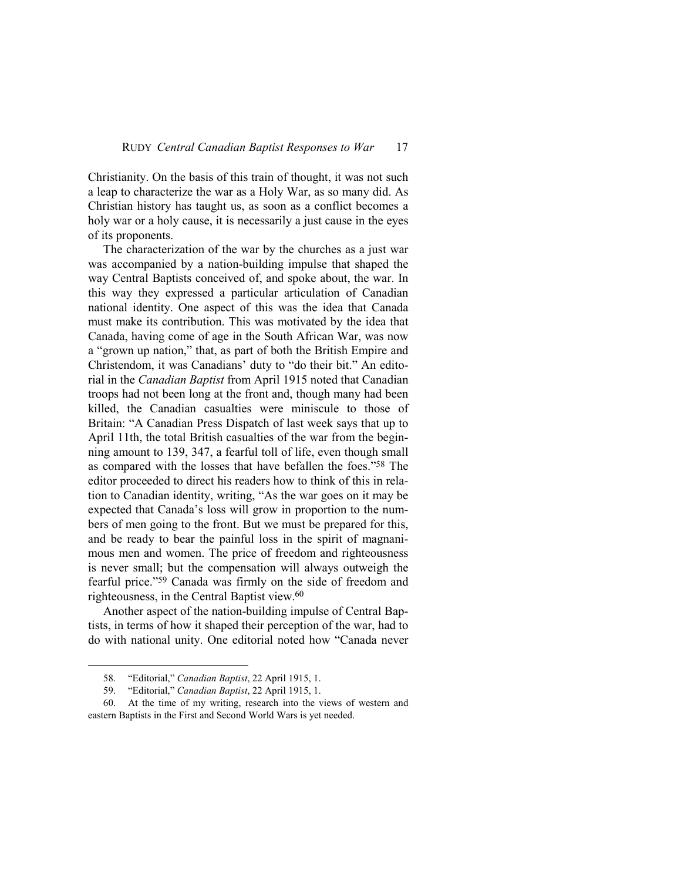Christianity. On the basis of this train of thought, it was not such a leap to characterize the war as a Holy War, as so many did. As Christian history has taught us, as soon as a conflict becomes a holy war or a holy cause, it is necessarily a just cause in the eyes of its proponents.

The characterization of the war by the churches as a just war was accompanied by a nation-building impulse that shaped the way Central Baptists conceived of, and spoke about, the war. In this way they expressed a particular articulation of Canadian national identity. One aspect of this was the idea that Canada must make its contribution. This was motivated by the idea that Canada, having come of age in the South African War, was now a "grown up nation," that, as part of both the British Empire and Christendom, it was Canadians' duty to "do their bit." An editorial in the *Canadian Baptist* from April 1915 noted that Canadian troops had not been long at the front and, though many had been killed, the Canadian casualties were miniscule to those of Britain: "A Canadian Press Dispatch of last week says that up to April 11th, the total British casualties of the war from the beginning amount to 139, 347, a fearful toll of life, even though small as compared with the losses that have befallen the foes."[58] The editor proceeded to direct his readers how to think of this in relation to Canadian identity, writing, "As the war goes on it may be expected that Canada's loss will grow in proportion to the numbers of men going to the front. But we must be prepared for this, and be ready to bear the painful loss in the spirit of magnanimous men and women. The price of freedom and righteousness is never small; but the compensation will always outweigh the fearful price."[59] Canada was firmly on the side of freedom and righteousness, in the Central Baptist view.[60]

Another aspect of the nation-building impulse of Central Baptists, in terms of how it shaped their perception of the war, had to do with national unity. One editorial noted how "Canada never

---

58. "Editorial," *Canadian Baptist*, 22 April 1915, 1.

59. "Editorial," *Canadian Baptist*, 22 April 1915, 1.

60. At the time of my writing, research into the views of western and eastern Baptists in the First and Second World Wars is yet needed.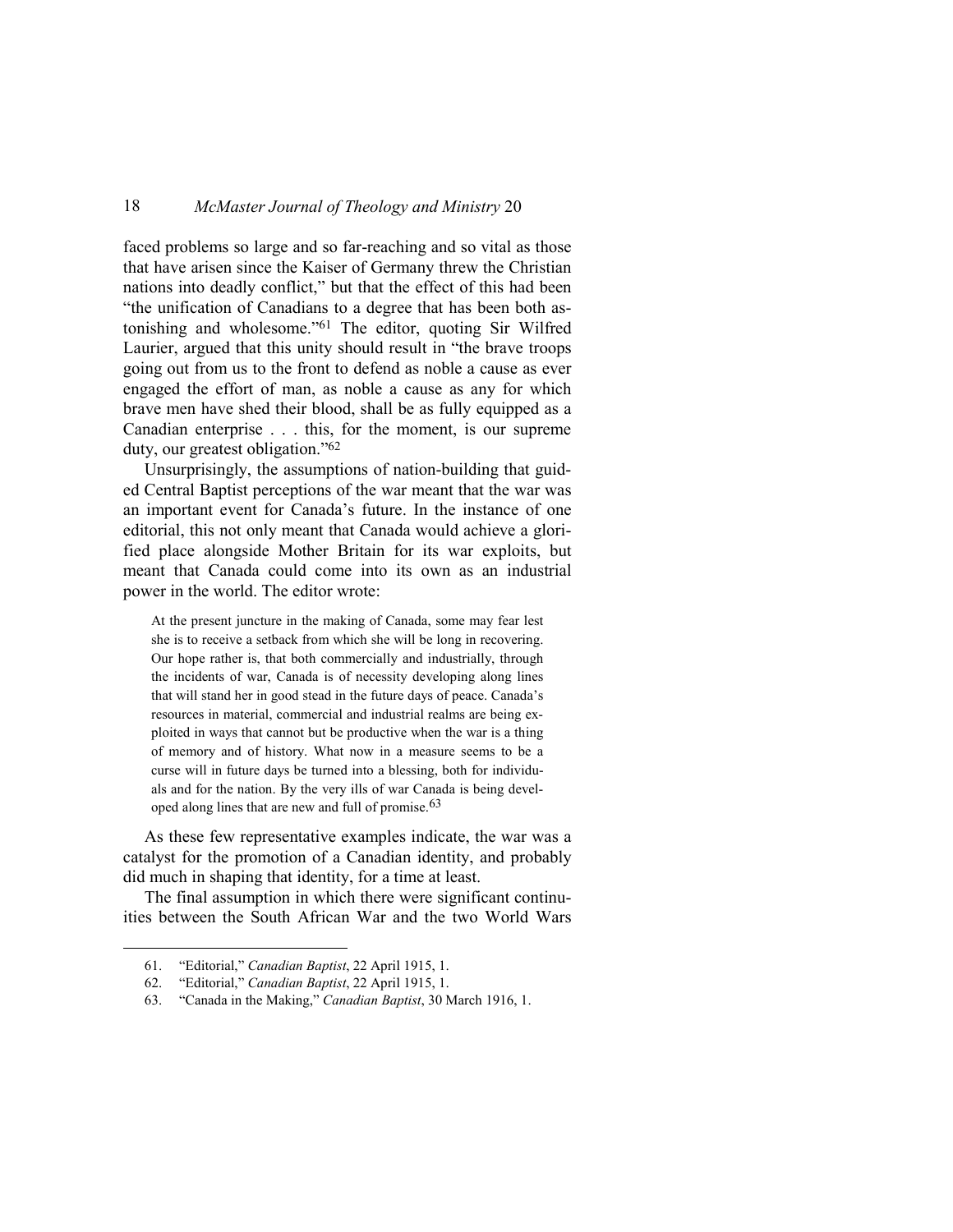faced problems so large and so far-reaching and so vital as those that have arisen since the Kaiser of Germany threw the Christian nations into deadly conflict," but that the effect of this had been "the unification of Canadians to a degree that has been both astonishing and wholesome."[61] The editor, quoting Sir Wilfred Laurier, argued that this unity should result in "the brave troops going out from us to the front to defend as noble a cause as ever engaged the effort of man, as noble a cause as any for which brave men have shed their blood, shall be as fully equipped as a Canadian enterprise . . . this, for the moment, is our supreme duty, our greatest obligation."[62]

Unsurprisingly, the assumptions of nation-building that guided Central Baptist perceptions of the war meant that the war was an important event for Canada's future. In the instance of one editorial, this not only meant that Canada would achieve a glorified place alongside Mother Britain for its war exploits, but meant that Canada could come into its own as an industrial power in the world. The editor wrote:

> At the present juncture in the making of Canada, some may fear lest she is to receive a setback from which she will be long in recovering. Our hope rather is, that both commercially and industrially, through the incidents of war, Canada is of necessity developing along lines that will stand her in good stead in the future days of peace. Canada's resources in material, commercial and industrial realms are being exploited in ways that cannot but be productive when the war is a thing of memory and of history. What now in a measure seems to be a curse will in future days be turned into a blessing, both for individuals and for the nation. By the very ills of war Canada is being developed along lines that are new and full of promise.[63]

As these few representative examples indicate, the war was a catalyst for the promotion of a Canadian identity, and probably did much in shaping that identity, for a time at least.

The final assumption in which there were significant continuities between the South African War and the two World Wars

---

61. "Editorial," *Canadian Baptist*, 22 April 1915, 1.
62. "Editorial," *Canadian Baptist*, 22 April 1915, 1.
63. "Canada in the Making," *Canadian Baptist*, 30 March 1916, 1.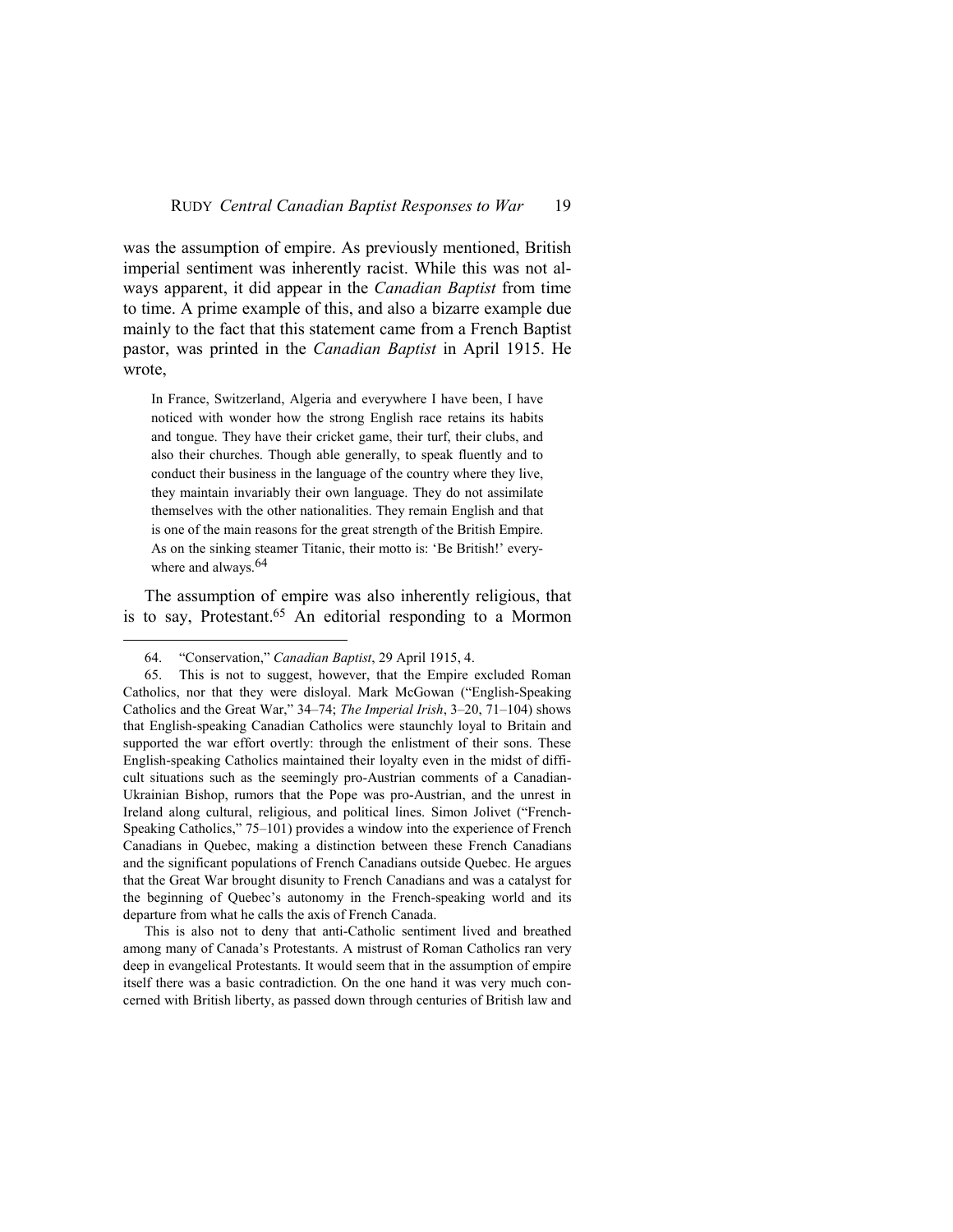was the assumption of empire. As previously mentioned, British imperial sentiment was inherently racist. While this was not always apparent, it did appear in the *Canadian Baptist* from time to time. A prime example of this, and also a bizarre example due mainly to the fact that this statement came from a French Baptist pastor, was printed in the *Canadian Baptist* in April 1915. He wrote,

> In France, Switzerland, Algeria and everywhere I have been, I have noticed with wonder how the strong English race retains its habits and tongue. They have their cricket game, their turf, their clubs, and also their churches. Though able generally, to speak fluently and to conduct their business in the language of the country where they live, they maintain invariably their own language. They do not assimilate themselves with the other nationalities. They remain English and that is one of the main reasons for the great strength of the British Empire. As on the sinking steamer Titanic, their motto is: 'Be British!' everywhere and always.[64]

The assumption of empire was also inherently religious, that is to say, Protestant.[65] An editorial responding to a Mormon

---

64. "Conservation," *Canadian Baptist*, 29 April 1915, 4.

65. This is not to suggest, however, that the Empire excluded Roman Catholics, nor that they were disloyal. Mark McGowan ("English-Speaking Catholics and the Great War," 34–74; *The Imperial Irish*, 3–20, 71–104) shows that English-speaking Canadian Catholics were staunchly loyal to Britain and supported the war effort overtly: through the enlistment of their sons. These English-speaking Catholics maintained their loyalty even in the midst of difficult situations such as the seemingly pro-Austrian comments of a Canadian-Ukrainian Bishop, rumors that the Pope was pro-Austrian, and the unrest in Ireland along cultural, religious, and political lines. Simon Jolivet ("French-Speaking Catholics," 75–101) provides a window into the experience of French Canadians in Quebec, making a distinction between these French Canadians and the significant populations of French Canadians outside Quebec. He argues that the Great War brought disunity to French Canadians and was a catalyst for the beginning of Quebec's autonomy in the French-speaking world and its departure from what he calls the axis of French Canada.

This is also not to deny that anti-Catholic sentiment lived and breathed among many of Canada's Protestants. A mistrust of Roman Catholics ran very deep in evangelical Protestants. It would seem that in the assumption of empire itself there was a basic contradiction. On the one hand it was very much concerned with British liberty, as passed down through centuries of British law and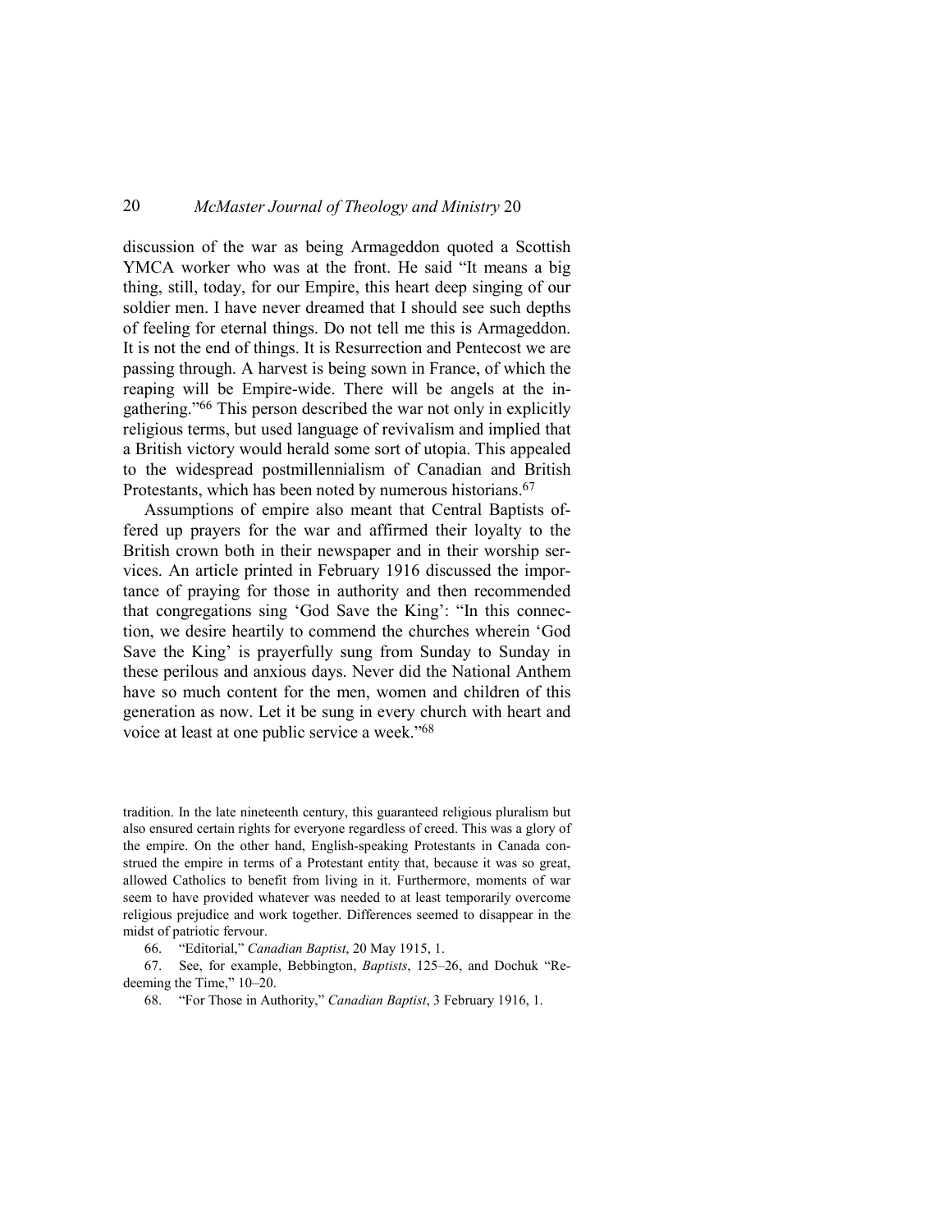discussion of the war as being Armageddon quoted a Scottish YMCA worker who was at the front. He said "It means a big thing, still, today, for our Empire, this heart deep singing of our soldier men. I have never dreamed that I should see such depths of feeling for eternal things. Do not tell me this is Armageddon. It is not the end of things. It is Resurrection and Pentecost we are passing through. A harvest is being sown in France, of which the reaping will be Empire-wide. There will be angels at the ingathering."[66] This person described the war not only in explicitly religious terms, but used language of revivalism and implied that a British victory would herald some sort of utopia. This appealed to the widespread postmillennialism of Canadian and British Protestants, which has been noted by numerous historians.[67]

Assumptions of empire also meant that Central Baptists offered up prayers for the war and affirmed their loyalty to the British crown both in their newspaper and in their worship services. An article printed in February 1916 discussed the importance of praying for those in authority and then recommended that congregations sing 'God Save the King': "In this connection, we desire heartily to commend the churches wherein 'God Save the King' is prayerfully sung from Sunday to Sunday in these perilous and anxious days. Never did the National Anthem have so much content for the men, women and children of this generation as now. Let it be sung in every church with heart and voice at least at one public service a week."[68]

tradition. In the late nineteenth century, this guaranteed religious pluralism but also ensured certain rights for everyone regardless of creed. This was a glory of the empire. On the other hand, English-speaking Protestants in Canada construed the empire in terms of a Protestant entity that, because it was so great, allowed Catholics to benefit from living in it. Furthermore, moments of war seem to have provided whatever was needed to at least temporarily overcome religious prejudice and work together. Differences seemed to disappear in the midst of patriotic fervour.

66. "Editorial," *Canadian Baptist*, 20 May 1915, 1.

67. See, for example, Bebbington, *Baptists*, 125–26, and Dochuk "Redeeming the Time," 10–20.

68. "For Those in Authority," *Canadian Baptist*, 3 February 1916, 1.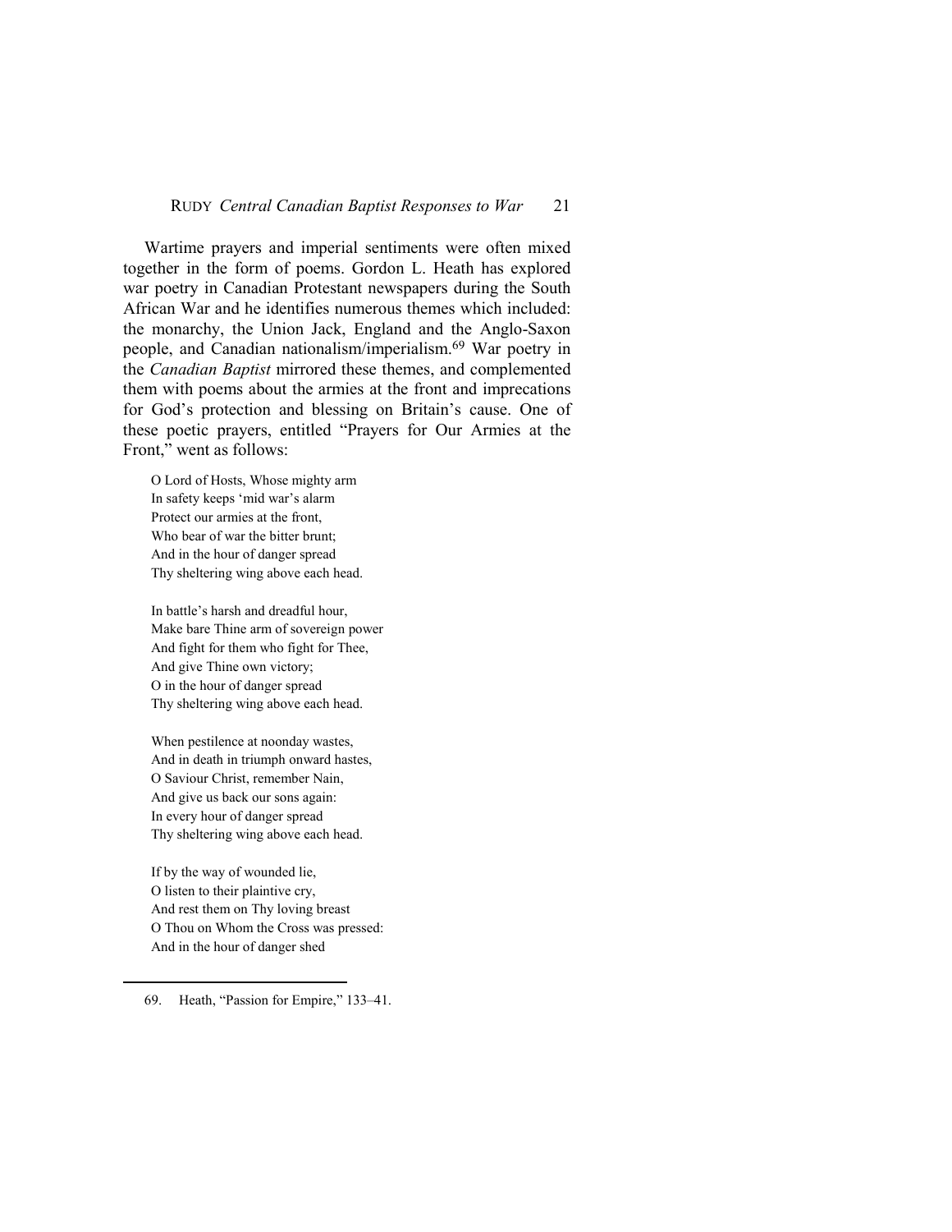Wartime prayers and imperial sentiments were often mixed together in the form of poems. Gordon L. Heath has explored war poetry in Canadian Protestant newspapers during the South African War and he identifies numerous themes which included: the monarchy, the Union Jack, England and the Anglo-Saxon people, and Canadian nationalism/imperialism.[69] War poetry in the *Canadian Baptist* mirrored these themes, and complemented them with poems about the armies at the front and imprecations for God's protection and blessing on Britain's cause. One of these poetic prayers, entitled "Prayers for Our Armies at the Front," went as follows:

> O Lord of Hosts, Whose mighty arm  
> In safety keeps 'mid war's alarm  
> Protect our armies at the front,  
> Who bear of war the bitter brunt;  
> And in the hour of danger spread  
> Thy sheltering wing above each head.
>
> In battle's harsh and dreadful hour,  
> Make bare Thine arm of sovereign power  
> And fight for them who fight for Thee,  
> And give Thine own victory;  
> O in the hour of danger spread  
> Thy sheltering wing above each head.
>
> When pestilence at noonday wastes,  
> And in death in triumph onward hastes,  
> O Saviour Christ, remember Nain,  
> And give us back our sons again:  
> In every hour of danger spread  
> Thy sheltering wing above each head.
>
> If by the way of wounded lie,  
> O listen to their plaintive cry,  
> And rest them on Thy loving breast  
> O Thou on Whom the Cross was pressed:  
> And in the hour of danger shed

69. Heath, "Passion for Empire," 133–41.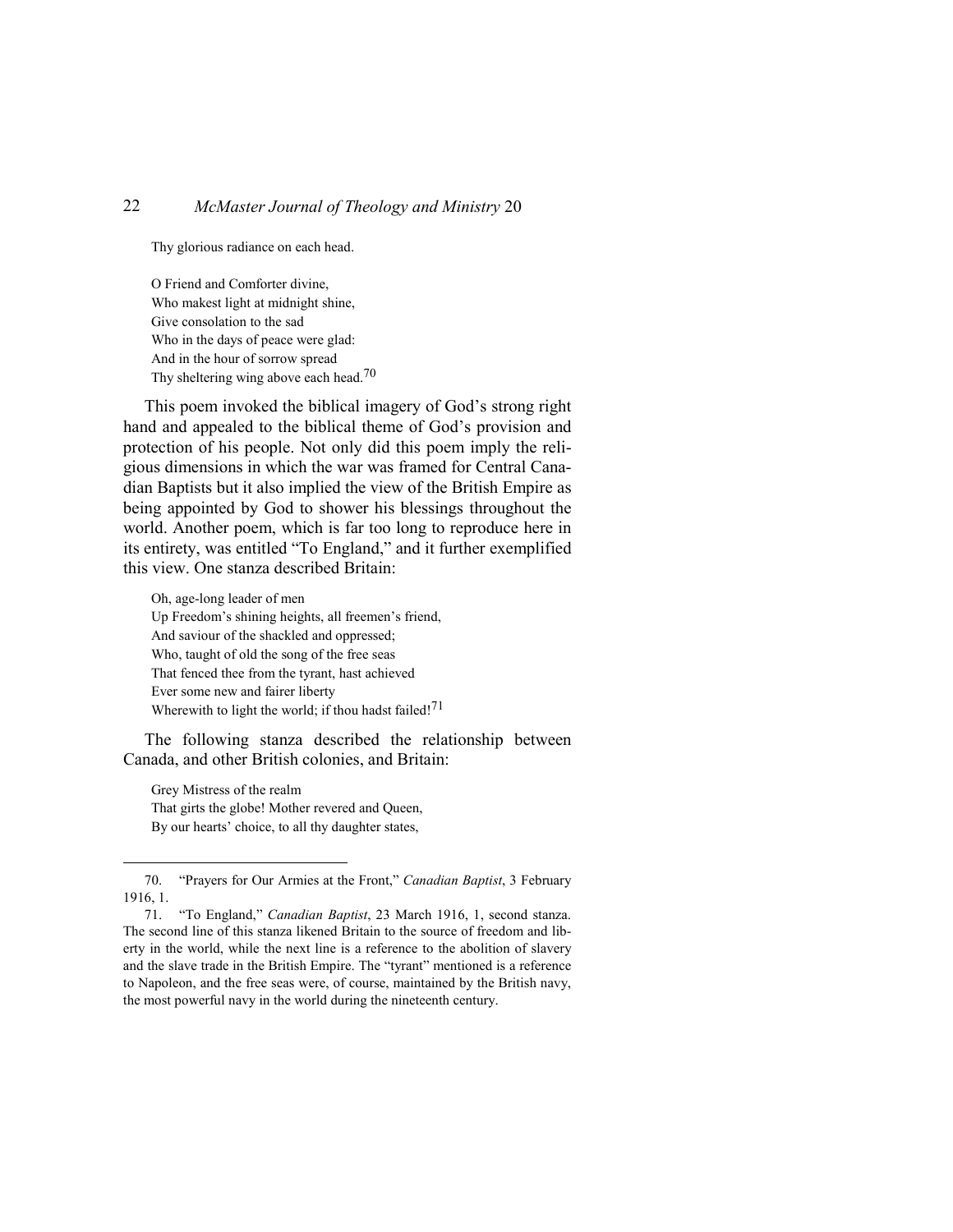Thy glorious radiance on each head.

> O Friend and Comforter divine,
> Who makest light at midnight shine,
> Give consolation to the sad
> Who in the days of peace were glad:
> And in the hour of sorrow spread
> Thy sheltering wing above each head.[70]

This poem invoked the biblical imagery of God's strong right hand and appealed to the biblical theme of God's provision and protection of his people. Not only did this poem imply the religious dimensions in which the war was framed for Central Canadian Baptists but it also implied the view of the British Empire as being appointed by God to shower his blessings throughout the world. Another poem, which is far too long to reproduce here in its entirety, was entitled "To England," and it further exemplified this view. One stanza described Britain:

> Oh, age-long leader of men
> Up Freedom's shining heights, all freemen's friend,
> And saviour of the shackled and oppressed;
> Who, taught of old the song of the free seas
> That fenced thee from the tyrant, hast achieved
> Ever some new and fairer liberty
> Wherewith to light the world; if thou hadst failed![71]

The following stanza described the relationship between Canada, and other British colonies, and Britain:

> Grey Mistress of the realm
> That girts the globe! Mother revered and Queen,
> By our hearts' choice, to all thy daughter states,

---

70. "Prayers for Our Armies at the Front," *Canadian Baptist*, 3 February 1916, 1.

71. "To England," *Canadian Baptist*, 23 March 1916, 1, second stanza. The second line of this stanza likened Britain to the source of freedom and liberty in the world, while the next line is a reference to the abolition of slavery and the slave trade in the British Empire. The "tyrant" mentioned is a reference to Napoleon, and the free seas were, of course, maintained by the British navy, the most powerful navy in the world during the nineteenth century.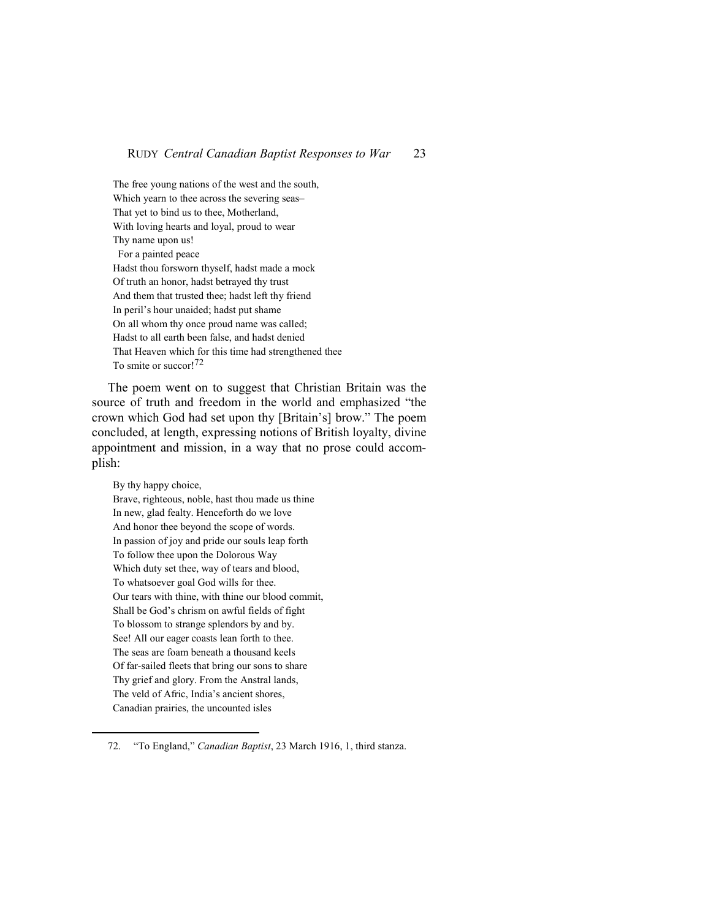The free young nations of the west and the south,  
Which yearn to thee across the severing seas–  
That yet to bind us to thee, Motherland,  
With loving hearts and loyal, proud to wear  
Thy name upon us!  
  For a painted peace  
Hadst thou forsworn thyself, hadst made a mock  
Of truth an honor, hadst betrayed thy trust  
And them that trusted thee; hadst left thy friend  
In peril's hour unaided; hadst put shame  
On all whom thy once proud name was called;  
Hadst to all earth been false, and hadst denied  
That Heaven which for this time had strengthened thee  
To smite or succor![72]

The poem went on to suggest that Christian Britain was the source of truth and freedom in the world and emphasized "the crown which God had set upon thy [Britain's] brow." The poem concluded, at length, expressing notions of British loyalty, divine appointment and mission, in a way that no prose could accomplish:

By thy happy choice,  
Brave, righteous, noble, hast thou made us thine  
In new, glad fealty. Henceforth do we love  
And honor thee beyond the scope of words.  
In passion of joy and pride our souls leap forth  
To follow thee upon the Dolorous Way  
Which duty set thee, way of tears and blood,  
To whatsoever goal God wills for thee.  
Our tears with thine, with thine our blood commit,  
Shall be God's chrism on awful fields of fight  
To blossom to strange splendors by and by.  
See! All our eager coasts lean forth to thee.  
The seas are foam beneath a thousand keels  
Of far-sailed fleets that bring our sons to share  
Thy grief and glory. From the Anstral lands,  
The veld of Afric, India's ancient shores,  
Canadian prairies, the uncounted isles

---

72. "To England," *Canadian Baptist*, 23 March 1916, 1, third stanza.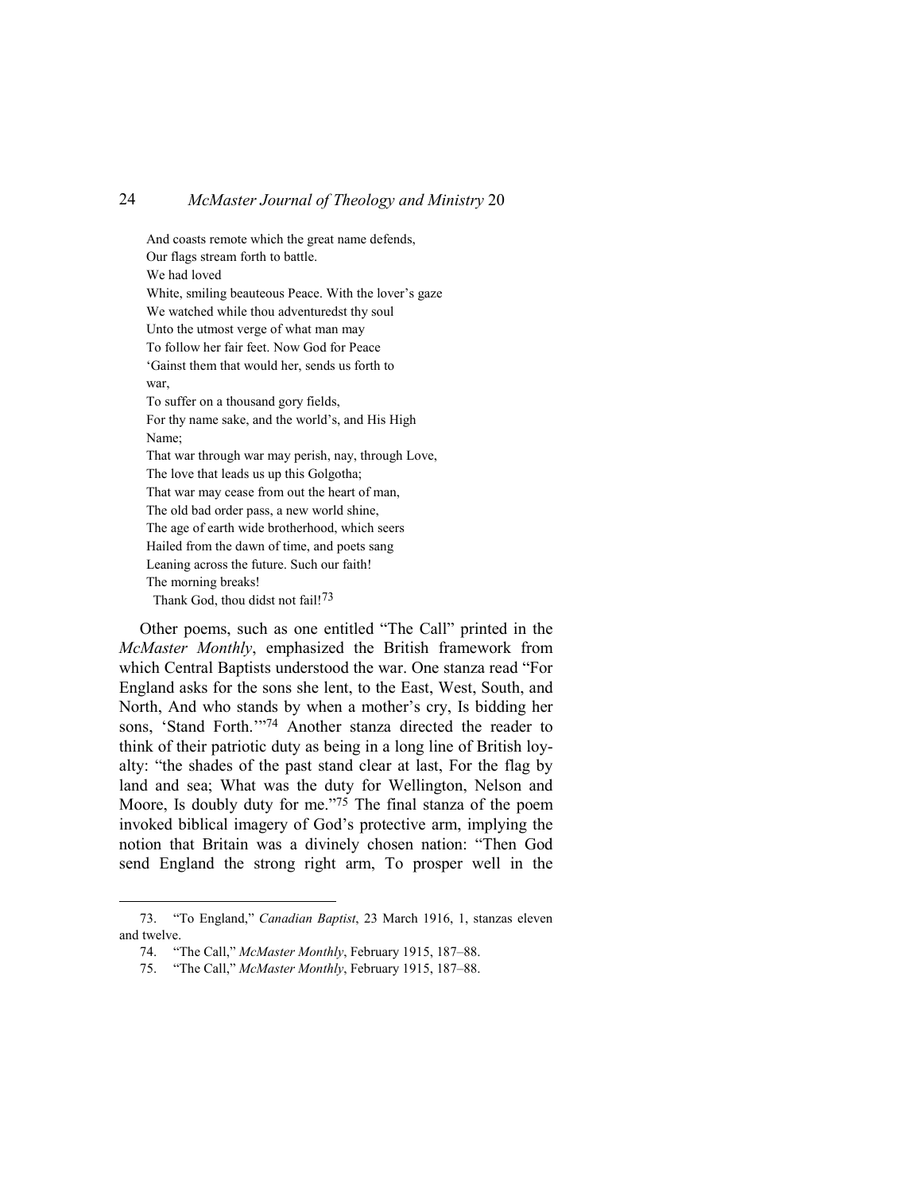> And coasts remote which the great name defends,
> Our flags stream forth to battle.
> We had loved
> White, smiling beauteous Peace. With the lover's gaze
> We watched while thou adventuredst thy soul
> Unto the utmost verge of what man may
> To follow her fair feet. Now God for Peace
> 'Gainst them that would her, sends us forth to war,
> To suffer on a thousand gory fields,
> For thy name sake, and the world's, and His High Name;
> That war through war may perish, nay, through Love,
> The love that leads us up this Golgotha;
> That war may cease from out the heart of man,
> The old bad order pass, a new world shine,
> The age of earth wide brotherhood, which seers
> Hailed from the dawn of time, and poets sang
> Leaning across the future. Such our faith!
> The morning breaks!
> Thank God, thou didst not fail![73]

Other poems, such as one entitled "The Call" printed in the *McMaster Monthly*, emphasized the British framework from which Central Baptists understood the war. One stanza read "For England asks for the sons she lent, to the East, West, South, and North, And who stands by when a mother's cry, Is bidding her sons, 'Stand Forth.'"[74] Another stanza directed the reader to think of their patriotic duty as being in a long line of British loyalty: "the shades of the past stand clear at last, For the flag by land and sea; What was the duty for Wellington, Nelson and Moore, Is doubly duty for me."[75] The final stanza of the poem invoked biblical imagery of God's protective arm, implying the notion that Britain was a divinely chosen nation: "Then God send England the strong right arm, To prosper well in the

---

73. "To England," *Canadian Baptist*, 23 March 1916, 1, stanzas eleven and twelve.

74. "The Call," *McMaster Monthly*, February 1915, 187–88.

75. "The Call," *McMaster Monthly*, February 1915, 187–88.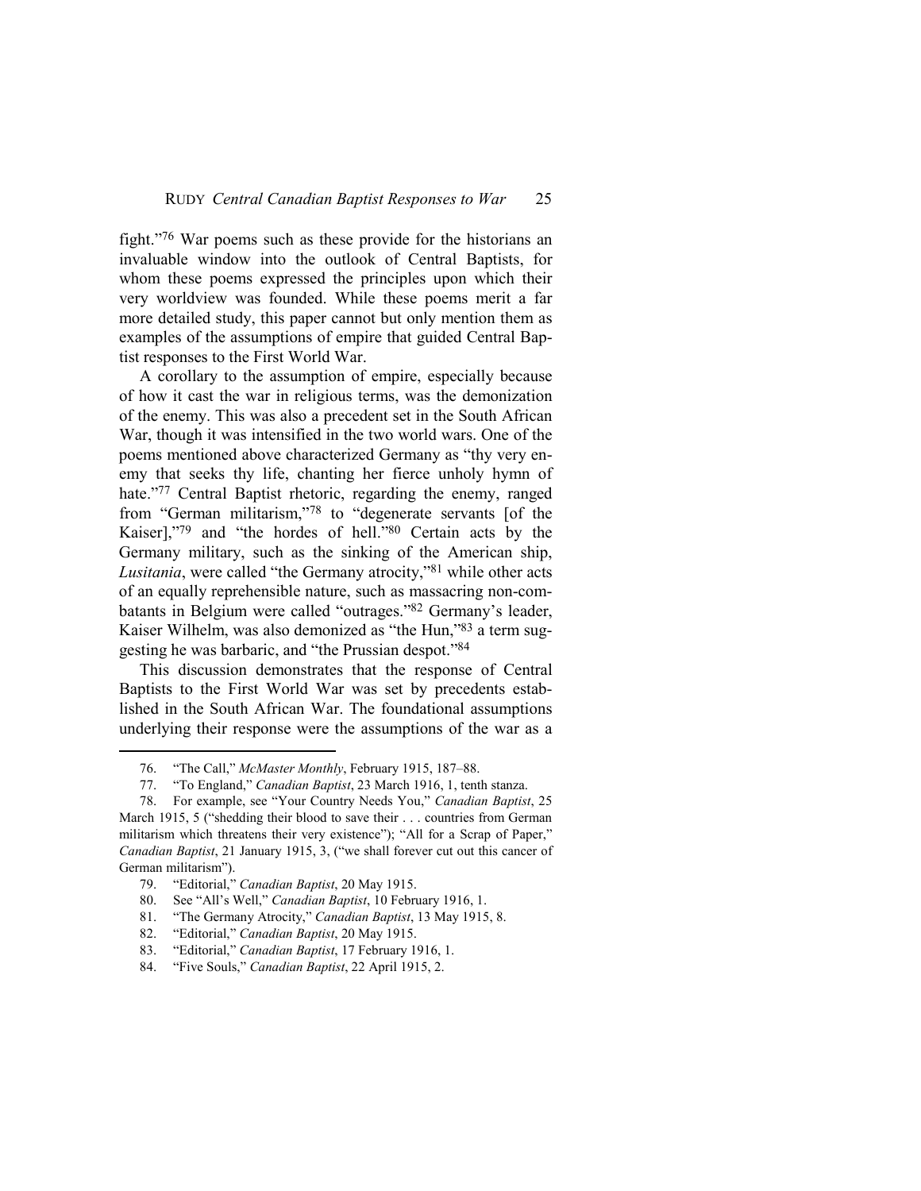fight."[76] War poems such as these provide for the historians an invaluable window into the outlook of Central Baptists, for whom these poems expressed the principles upon which their very worldview was founded. While these poems merit a far more detailed study, this paper cannot but only mention them as examples of the assumptions of empire that guided Central Baptist responses to the First World War.

A corollary to the assumption of empire, especially because of how it cast the war in religious terms, was the demonization of the enemy. This was also a precedent set in the South African War, though it was intensified in the two world wars. One of the poems mentioned above characterized Germany as "thy very enemy that seeks thy life, chanting her fierce unholy hymn of hate."[77] Central Baptist rhetoric, regarding the enemy, ranged from "German militarism,"[78] to "degenerate servants [of the Kaiser],"[79] and "the hordes of hell."[80] Certain acts by the Germany military, such as the sinking of the American ship, *Lusitania*, were called "the Germany atrocity,"[81] while other acts of an equally reprehensible nature, such as massacring non-combatants in Belgium were called "outrages."[82] Germany's leader, Kaiser Wilhelm, was also demonized as "the Hun,"[83] a term suggesting he was barbaric, and "the Prussian despot."[84]

This discussion demonstrates that the response of Central Baptists to the First World War was set by precedents established in the South African War. The foundational assumptions underlying their response were the assumptions of the war as a

---

76. "The Call," *McMaster Monthly*, February 1915, 187–88.

77. "To England," *Canadian Baptist*, 23 March 1916, 1, tenth stanza.

78. For example, see "Your Country Needs You," *Canadian Baptist*, 25 March 1915, 5 ("shedding their blood to save their . . . countries from German militarism which threatens their very existence"); "All for a Scrap of Paper," *Canadian Baptist*, 21 January 1915, 3, ("we shall forever cut out this cancer of German militarism").

79. "Editorial," *Canadian Baptist*, 20 May 1915.

80. See "All's Well," *Canadian Baptist*, 10 February 1916, 1.

81. "The Germany Atrocity," *Canadian Baptist*, 13 May 1915, 8.

82. "Editorial," *Canadian Baptist*, 20 May 1915.

83. "Editorial," *Canadian Baptist*, 17 February 1916, 1.

84. "Five Souls," *Canadian Baptist*, 22 April 1915, 2.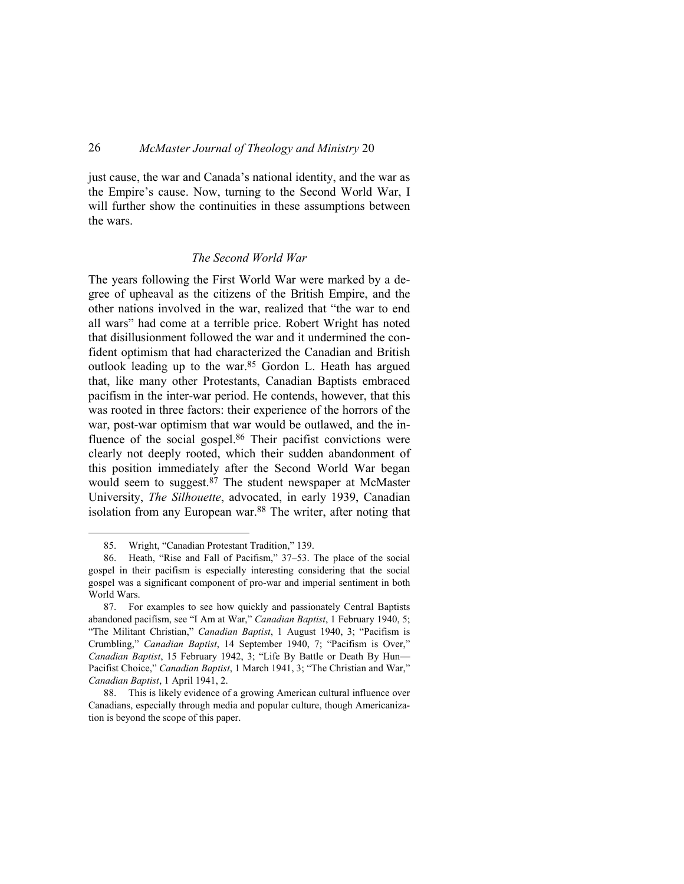just cause, the war and Canada's national identity, and the war as the Empire's cause. Now, turning to the Second World War, I will further show the continuities in these assumptions between the wars.

### *The Second World War*

The years following the First World War were marked by a degree of upheaval as the citizens of the British Empire, and the other nations involved in the war, realized that "the war to end all wars" had come at a terrible price. Robert Wright has noted that disillusionment followed the war and it undermined the confident optimism that had characterized the Canadian and British outlook leading up to the war.[85] Gordon L. Heath has argued that, like many other Protestants, Canadian Baptists embraced pacifism in the inter-war period. He contends, however, that this was rooted in three factors: their experience of the horrors of the war, post-war optimism that war would be outlawed, and the influence of the social gospel.[86] Their pacifist convictions were clearly not deeply rooted, which their sudden abandonment of this position immediately after the Second World War began would seem to suggest.[87] The student newspaper at McMaster University, *The Silhouette*, advocated, in early 1939, Canadian isolation from any European war.[88] The writer, after noting that

---

85. Wright, "Canadian Protestant Tradition," 139.

86. Heath, "Rise and Fall of Pacifism," 37–53. The place of the social gospel in their pacifism is especially interesting considering that the social gospel was a significant component of pro-war and imperial sentiment in both World Wars.

87. For examples to see how quickly and passionately Central Baptists abandoned pacifism, see "I Am at War," *Canadian Baptist*, 1 February 1940, 5; "The Militant Christian," *Canadian Baptist*, 1 August 1940, 3; "Pacifism is Crumbling," *Canadian Baptist*, 14 September 1940, 7; "Pacifism is Over," *Canadian Baptist*, 15 February 1942, 3; "Life By Battle or Death By Hun—Pacifist Choice," *Canadian Baptist*, 1 March 1941, 3; "The Christian and War," *Canadian Baptist*, 1 April 1941, 2.

88. This is likely evidence of a growing American cultural influence over Canadians, especially through media and popular culture, though Americanization is beyond the scope of this paper.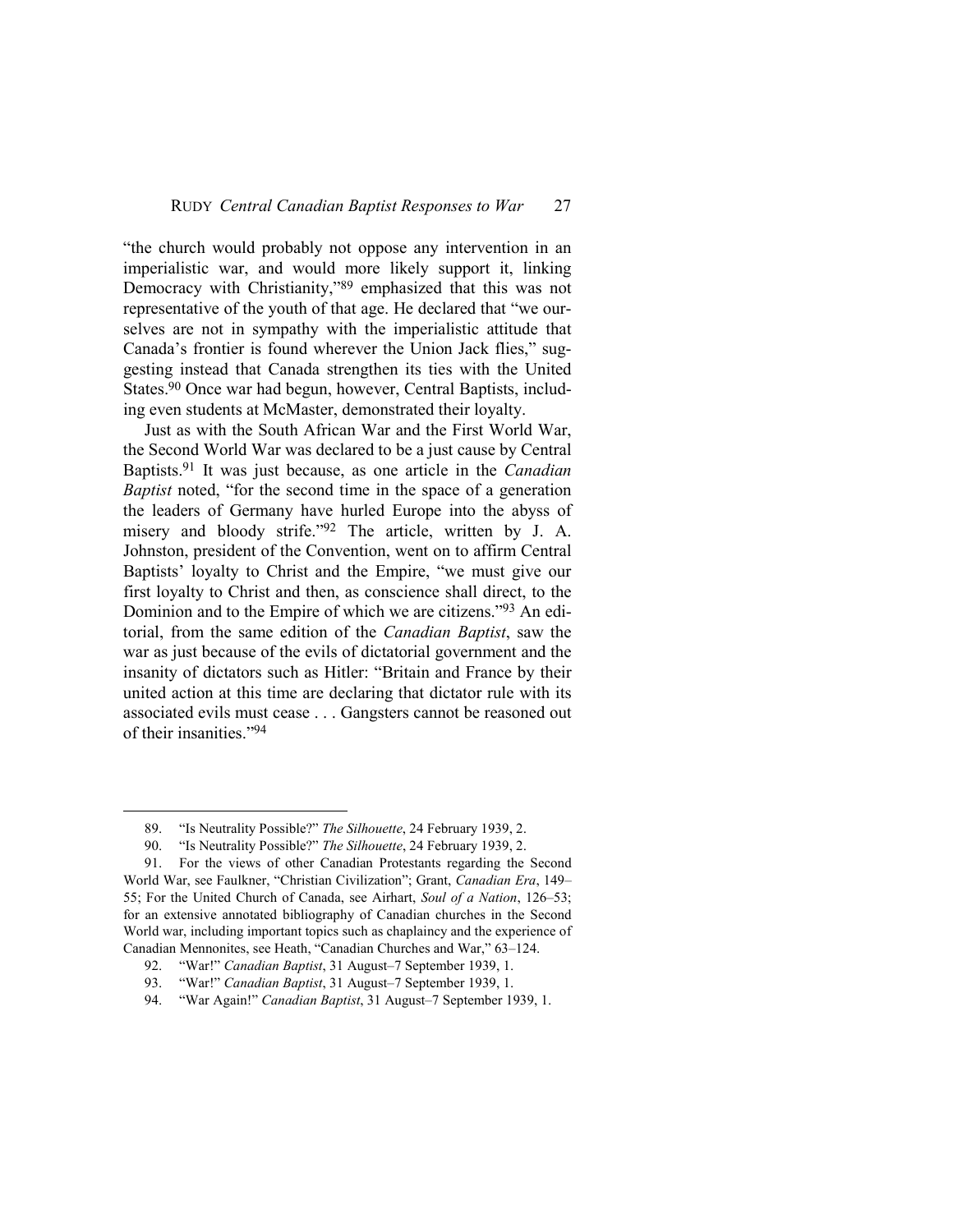"the church would probably not oppose any intervention in an imperialistic war, and would more likely support it, linking Democracy with Christianity,"[89] emphasized that this was not representative of the youth of that age. He declared that "we ourselves are not in sympathy with the imperialistic attitude that Canada's frontier is found wherever the Union Jack flies," suggesting instead that Canada strengthen its ties with the United States.[90] Once war had begun, however, Central Baptists, including even students at McMaster, demonstrated their loyalty.

Just as with the South African War and the First World War, the Second World War was declared to be a just cause by Central Baptists.[91] It was just because, as one article in the *Canadian Baptist* noted, "for the second time in the space of a generation the leaders of Germany have hurled Europe into the abyss of misery and bloody strife."[92] The article, written by J. A. Johnston, president of the Convention, went on to affirm Central Baptists' loyalty to Christ and the Empire, "we must give our first loyalty to Christ and then, as conscience shall direct, to the Dominion and to the Empire of which we are citizens."[93] An editorial, from the same edition of the *Canadian Baptist*, saw the war as just because of the evils of dictatorial government and the insanity of dictators such as Hitler: "Britain and France by their united action at this time are declaring that dictator rule with its associated evils must cease . . . Gangsters cannot be reasoned out of their insanities."[94]

---

89. "Is Neutrality Possible?" *The Silhouette*, 24 February 1939, 2.

90. "Is Neutrality Possible?" *The Silhouette*, 24 February 1939, 2.

91. For the views of other Canadian Protestants regarding the Second World War, see Faulkner, "Christian Civilization"; Grant, *Canadian Era*, 149–55; For the United Church of Canada, see Airhart, *Soul of a Nation*, 126–53; for an extensive annotated bibliography of Canadian churches in the Second World war, including important topics such as chaplaincy and the experience of Canadian Mennonites, see Heath, "Canadian Churches and War," 63–124.

92. "War!" *Canadian Baptist*, 31 August–7 September 1939, 1.

93. "War!" *Canadian Baptist*, 31 August–7 September 1939, 1.

94. "War Again!" *Canadian Baptist*, 31 August–7 September 1939, 1.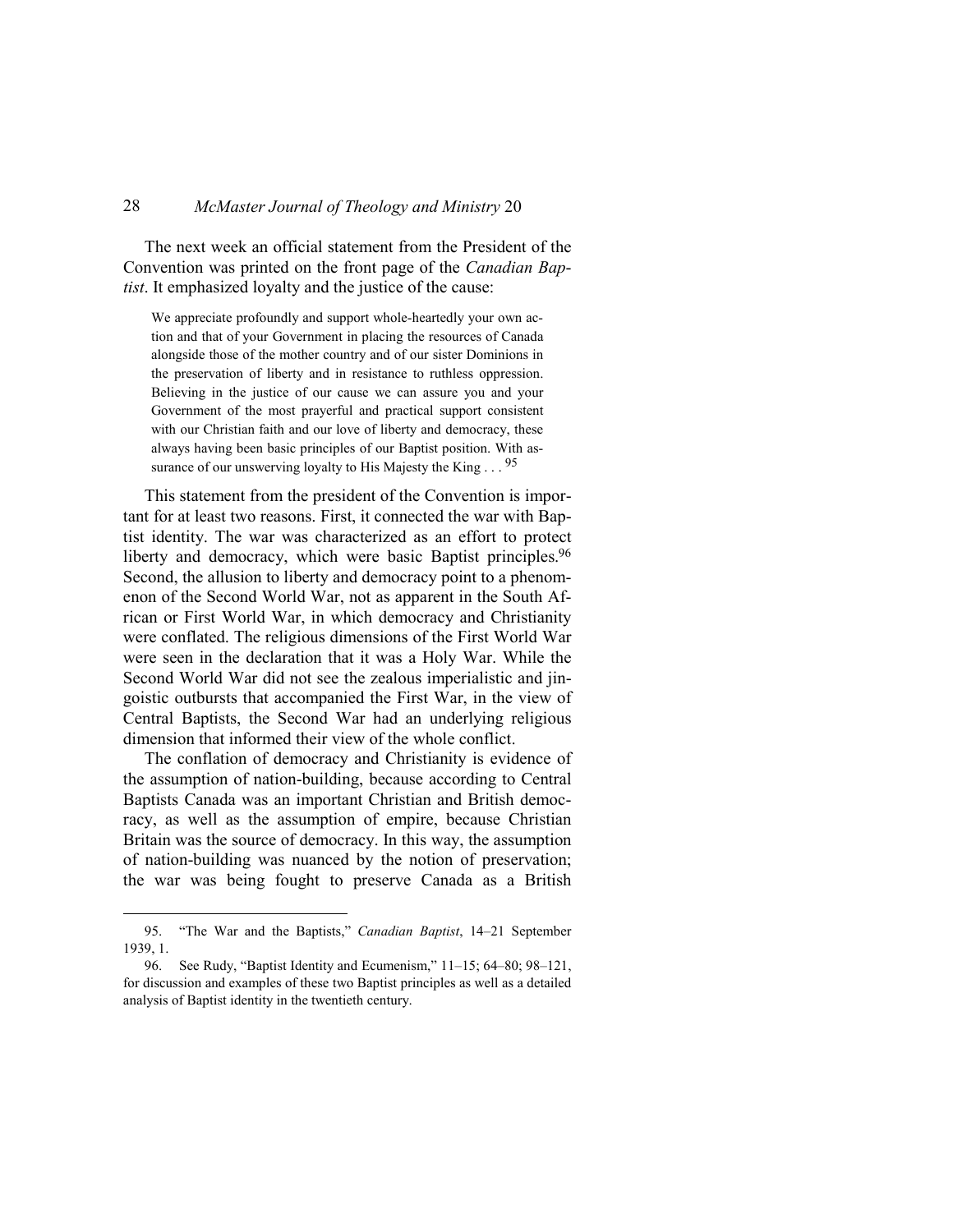The next week an official statement from the President of the Convention was printed on the front page of the *Canadian Baptist*. It emphasized loyalty and the justice of the cause:

> We appreciate profoundly and support whole-heartedly your own action and that of your Government in placing the resources of Canada alongside those of the mother country and of our sister Dominions in the preservation of liberty and in resistance to ruthless oppression. Believing in the justice of our cause we can assure you and your Government of the most prayerful and practical support consistent with our Christian faith and our love of liberty and democracy, these always having been basic principles of our Baptist position. With assurance of our unswerving loyalty to His Majesty the King . . . [95]

This statement from the president of the Convention is important for at least two reasons. First, it connected the war with Baptist identity. The war was characterized as an effort to protect liberty and democracy, which were basic Baptist principles.[96] Second, the allusion to liberty and democracy point to a phenomenon of the Second World War, not as apparent in the South African or First World War, in which democracy and Christianity were conflated. The religious dimensions of the First World War were seen in the declaration that it was a Holy War. While the Second World War did not see the zealous imperialistic and jingoistic outbursts that accompanied the First War, in the view of Central Baptists, the Second War had an underlying religious dimension that informed their view of the whole conflict.

The conflation of democracy and Christianity is evidence of the assumption of nation-building, because according to Central Baptists Canada was an important Christian and British democracy, as well as the assumption of empire, because Christian Britain was the source of democracy. In this way, the assumption of nation-building was nuanced by the notion of preservation; the war was being fought to preserve Canada as a British

---

95. "The War and the Baptists," *Canadian Baptist*, 14–21 September 1939, 1.

96. See Rudy, "Baptist Identity and Ecumenism," 11–15; 64–80; 98–121, for discussion and examples of these two Baptist principles as well as a detailed analysis of Baptist identity in the twentieth century.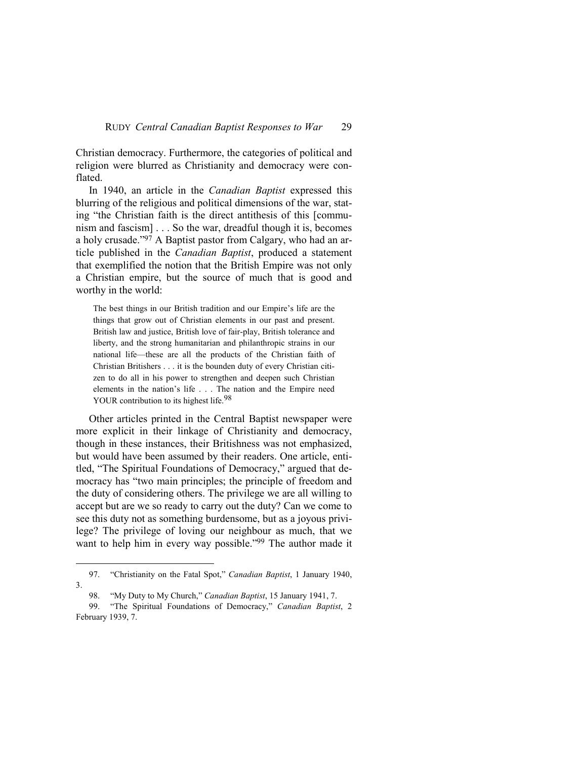Christian democracy. Furthermore, the categories of political and religion were blurred as Christianity and democracy were conflated.

In 1940, an article in the *Canadian Baptist* expressed this blurring of the religious and political dimensions of the war, stating "the Christian faith is the direct antithesis of this [communism and fascism] . . . So the war, dreadful though it is, becomes a holy crusade."[97] A Baptist pastor from Calgary, who had an article published in the *Canadian Baptist*, produced a statement that exemplified the notion that the British Empire was not only a Christian empire, but the source of much that is good and worthy in the world:

> The best things in our British tradition and our Empire's life are the things that grow out of Christian elements in our past and present. British law and justice, British love of fair-play, British tolerance and liberty, and the strong humanitarian and philanthropic strains in our national life—these are all the products of the Christian faith of Christian Britishers . . . it is the bounden duty of every Christian citizen to do all in his power to strengthen and deepen such Christian elements in the nation's life . . . The nation and the Empire need YOUR contribution to its highest life.[98]

Other articles printed in the Central Baptist newspaper were more explicit in their linkage of Christianity and democracy, though in these instances, their Britishness was not emphasized, but would have been assumed by their readers. One article, entitled, "The Spiritual Foundations of Democracy," argued that democracy has "two main principles; the principle of freedom and the duty of considering others. The privilege we are all willing to accept but are we so ready to carry out the duty? Can we come to see this duty not as something burdensome, but as a joyous privilege? The privilege of loving our neighbour as much, that we want to help him in every way possible."[99] The author made it

---

97. "Christianity on the Fatal Spot," *Canadian Baptist*, 1 January 1940, 3.

98. "My Duty to My Church," *Canadian Baptist*, 15 January 1941, 7.

99. "The Spiritual Foundations of Democracy," *Canadian Baptist*, 2 February 1939, 7.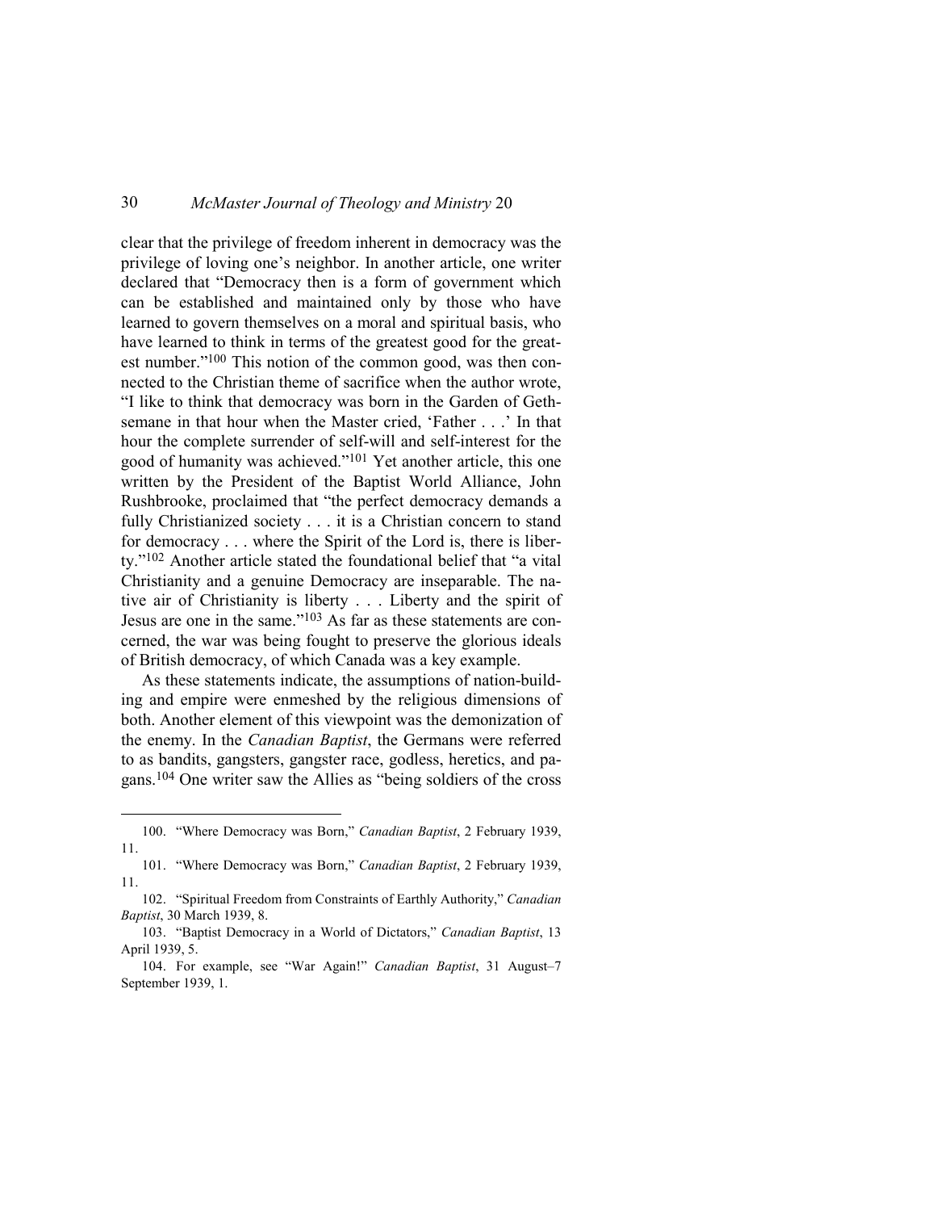clear that the privilege of freedom inherent in democracy was the privilege of loving one's neighbor. In another article, one writer declared that "Democracy then is a form of government which can be established and maintained only by those who have learned to govern themselves on a moral and spiritual basis, who have learned to think in terms of the greatest good for the greatest number."[100] This notion of the common good, was then connected to the Christian theme of sacrifice when the author wrote, "I like to think that democracy was born in the Garden of Gethsemane in that hour when the Master cried, 'Father . . .' In that hour the complete surrender of self-will and self-interest for the good of humanity was achieved."[101] Yet another article, this one written by the President of the Baptist World Alliance, John Rushbrooke, proclaimed that "the perfect democracy demands a fully Christianized society . . . it is a Christian concern to stand for democracy . . . where the Spirit of the Lord is, there is liberty."[102] Another article stated the foundational belief that "a vital Christianity and a genuine Democracy are inseparable. The native air of Christianity is liberty . . . Liberty and the spirit of Jesus are one in the same."[103] As far as these statements are concerned, the war was being fought to preserve the glorious ideals of British democracy, of which Canada was a key example.

As these statements indicate, the assumptions of nation-building and empire were enmeshed by the religious dimensions of both. Another element of this viewpoint was the demonization of the enemy. In the *Canadian Baptist*, the Germans were referred to as bandits, gangsters, gangster race, godless, heretics, and pagans.[104] One writer saw the Allies as "being soldiers of the cross

---

100. "Where Democracy was Born," *Canadian Baptist*, 2 February 1939, 11.

101. "Where Democracy was Born," *Canadian Baptist*, 2 February 1939, 11.

102. "Spiritual Freedom from Constraints of Earthly Authority," *Canadian Baptist*, 30 March 1939, 8.

103. "Baptist Democracy in a World of Dictators," *Canadian Baptist*, 13 April 1939, 5.

104. For example, see "War Again!" *Canadian Baptist*, 31 August–7 September 1939, 1.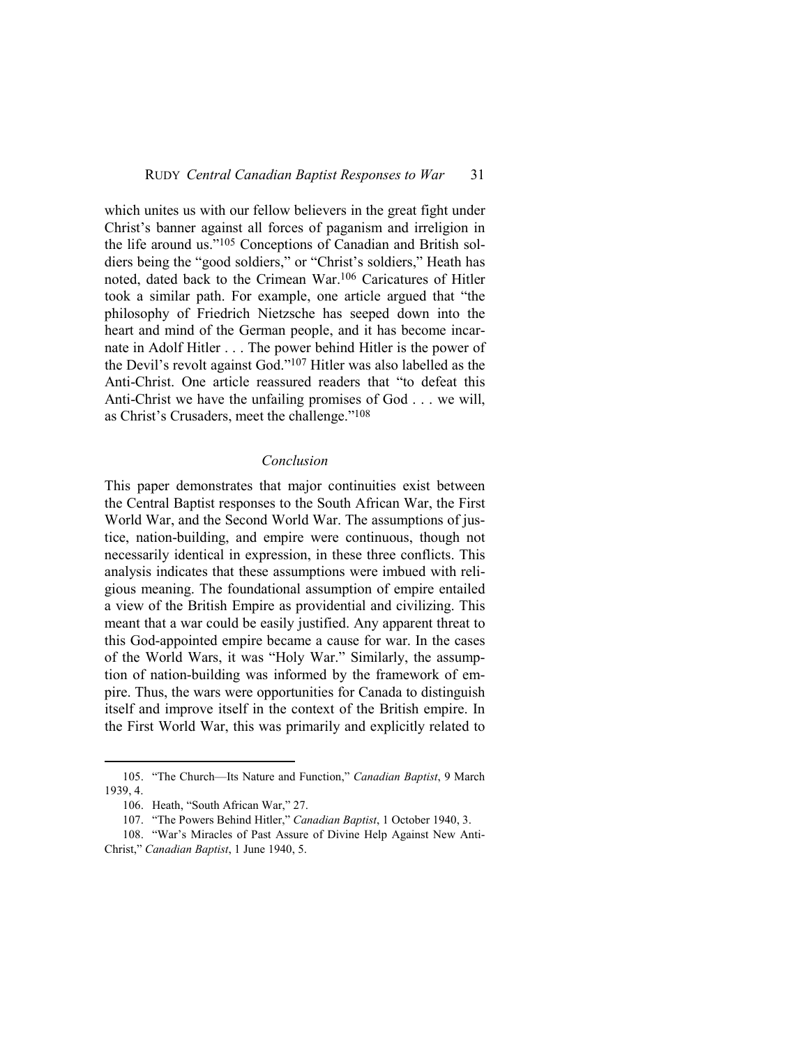which unites us with our fellow believers in the great fight under Christ's banner against all forces of paganism and irreligion in the life around us."[105] Conceptions of Canadian and British soldiers being the "good soldiers," or "Christ's soldiers," Heath has noted, dated back to the Crimean War.[106] Caricatures of Hitler took a similar path. For example, one article argued that "the philosophy of Friedrich Nietzsche has seeped down into the heart and mind of the German people, and it has become incarnate in Adolf Hitler . . . The power behind Hitler is the power of the Devil's revolt against God."[107] Hitler was also labelled as the Anti-Christ. One article reassured readers that "to defeat this Anti-Christ we have the unfailing promises of God . . . we will, as Christ's Crusaders, meet the challenge."[108]

## *Conclusion*

This paper demonstrates that major continuities exist between the Central Baptist responses to the South African War, the First World War, and the Second World War. The assumptions of justice, nation-building, and empire were continuous, though not necessarily identical in expression, in these three conflicts. This analysis indicates that these assumptions were imbued with religious meaning. The foundational assumption of empire entailed a view of the British Empire as providential and civilizing. This meant that a war could be easily justified. Any apparent threat to this God-appointed empire became a cause for war. In the cases of the World Wars, it was "Holy War." Similarly, the assumption of nation-building was informed by the framework of empire. Thus, the wars were opportunities for Canada to distinguish itself and improve itself in the context of the British empire. In the First World War, this was primarily and explicitly related to

---

105. "The Church—Its Nature and Function," *Canadian Baptist*, 9 March 1939, 4.

106. Heath, "South African War," 27.

107. "The Powers Behind Hitler," *Canadian Baptist*, 1 October 1940, 3.

108. "War's Miracles of Past Assure of Divine Help Against New Anti-Christ," *Canadian Baptist*, 1 June 1940, 5.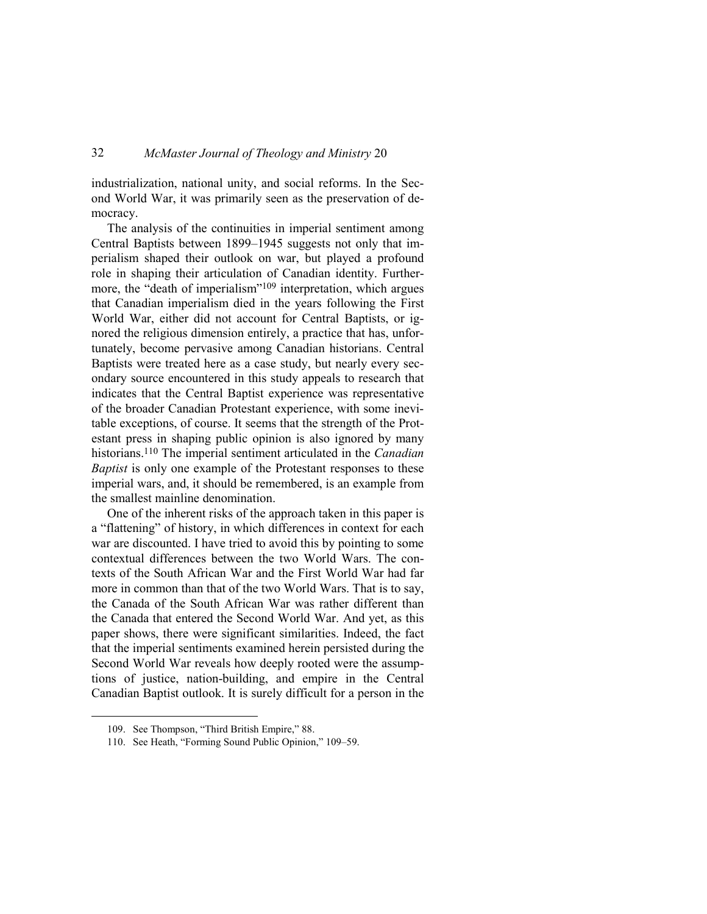industrialization, national unity, and social reforms. In the Second World War, it was primarily seen as the preservation of democracy.

The analysis of the continuities in imperial sentiment among Central Baptists between 1899–1945 suggests not only that imperialism shaped their outlook on war, but played a profound role in shaping their articulation of Canadian identity. Furthermore, the "death of imperialism"[109] interpretation, which argues that Canadian imperialism died in the years following the First World War, either did not account for Central Baptists, or ignored the religious dimension entirely, a practice that has, unfortunately, become pervasive among Canadian historians. Central Baptists were treated here as a case study, but nearly every secondary source encountered in this study appeals to research that indicates that the Central Baptist experience was representative of the broader Canadian Protestant experience, with some inevitable exceptions, of course. It seems that the strength of the Protestant press in shaping public opinion is also ignored by many historians.[110] The imperial sentiment articulated in the *Canadian Baptist* is only one example of the Protestant responses to these imperial wars, and, it should be remembered, is an example from the smallest mainline denomination.

One of the inherent risks of the approach taken in this paper is a "flattening" of history, in which differences in context for each war are discounted. I have tried to avoid this by pointing to some contextual differences between the two World Wars. The contexts of the South African War and the First World War had far more in common than that of the two World Wars. That is to say, the Canada of the South African War was rather different than the Canada that entered the Second World War. And yet, as this paper shows, there were significant similarities. Indeed, the fact that the imperial sentiments examined herein persisted during the Second World War reveals how deeply rooted were the assumptions of justice, nation-building, and empire in the Central Canadian Baptist outlook. It is surely difficult for a person in the

109. See Thompson, "Third British Empire," 88.

110. See Heath, "Forming Sound Public Opinion," 109–59.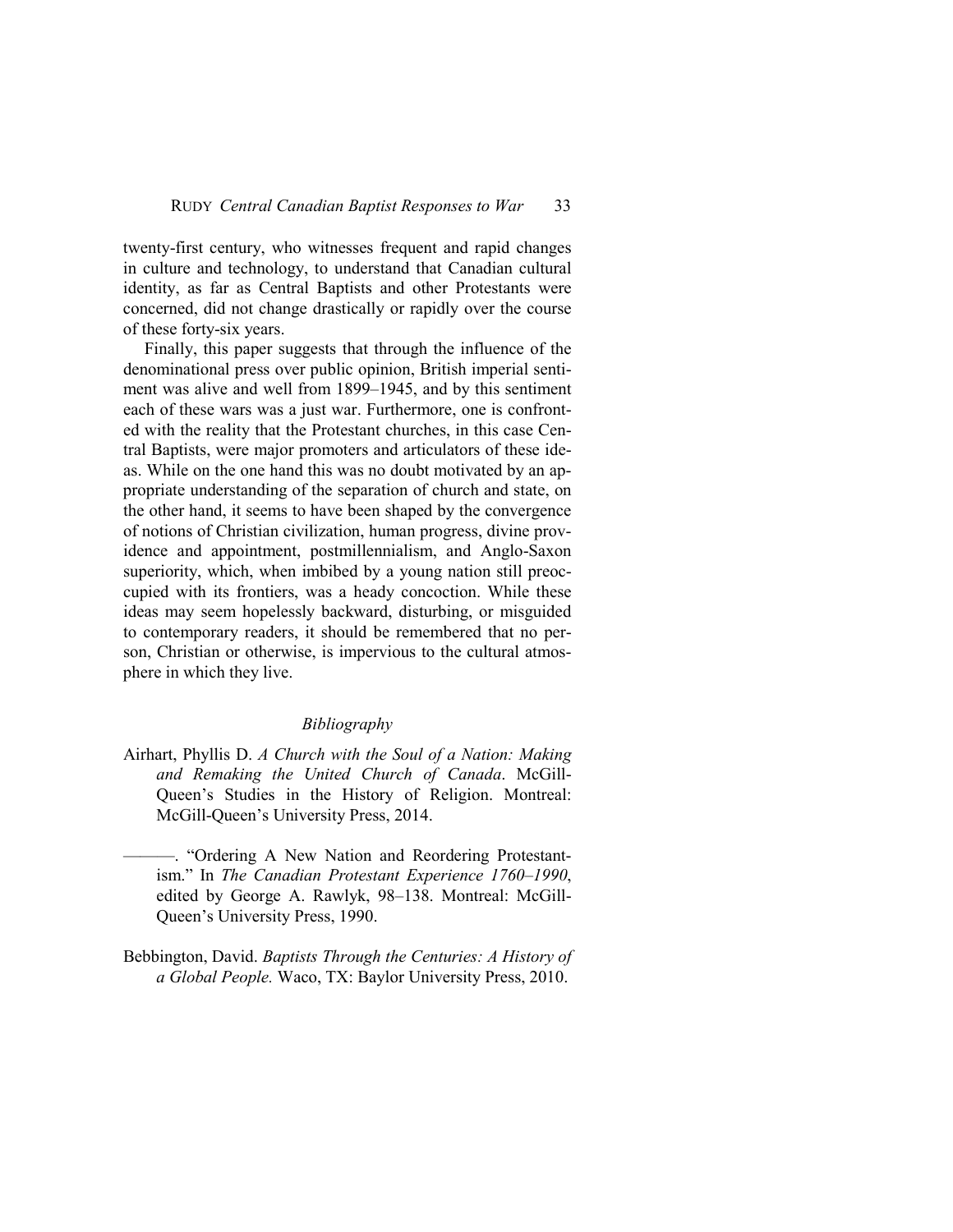twenty-first century, who witnesses frequent and rapid changes in culture and technology, to understand that Canadian cultural identity, as far as Central Baptists and other Protestants were concerned, did not change drastically or rapidly over the course of these forty-six years.

Finally, this paper suggests that through the influence of the denominational press over public opinion, British imperial sentiment was alive and well from 1899–1945, and by this sentiment each of these wars was a just war. Furthermore, one is confronted with the reality that the Protestant churches, in this case Central Baptists, were major promoters and articulators of these ideas. While on the one hand this was no doubt motivated by an appropriate understanding of the separation of church and state, on the other hand, it seems to have been shaped by the convergence of notions of Christian civilization, human progress, divine providence and appointment, postmillennialism, and Anglo-Saxon superiority, which, when imbibed by a young nation still preoccupied with its frontiers, was a heady concoction. While these ideas may seem hopelessly backward, disturbing, or misguided to contemporary readers, it should be remembered that no person, Christian or otherwise, is impervious to the cultural atmosphere in which they live.

## *Bibliography*

Airhart, Phyllis D. *A Church with the Soul of a Nation: Making and Remaking the United Church of Canada*. McGill-Queen's Studies in the History of Religion. Montreal: McGill-Queen's University Press, 2014.

———. "Ordering A New Nation and Reordering Protestantism." In *The Canadian Protestant Experience 1760–1990*, edited by George A. Rawlyk, 98–138. Montreal: McGill-Queen's University Press, 1990.

Bebbington, David. *Baptists Through the Centuries: A History of a Global People.* Waco, TX: Baylor University Press, 2010.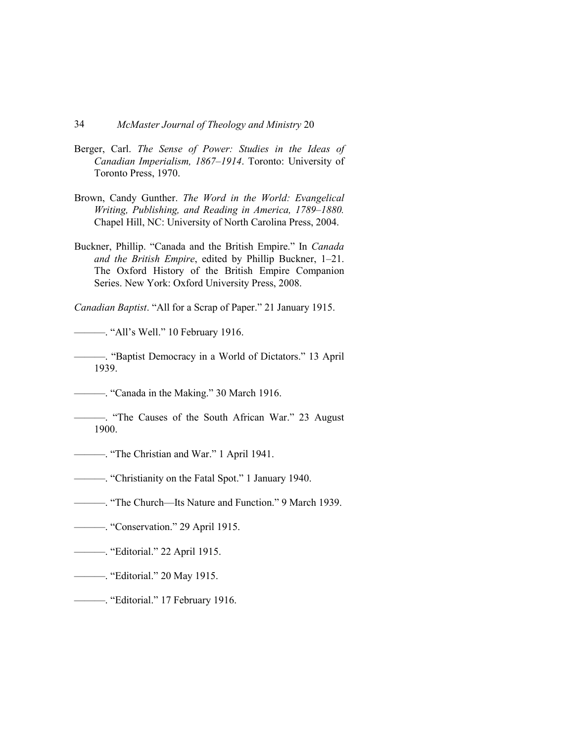Berger, Carl. *The Sense of Power: Studies in the Ideas of Canadian Imperialism, 1867–1914*. Toronto: University of Toronto Press, 1970.

Brown, Candy Gunther. *The Word in the World: Evangelical Writing, Publishing, and Reading in America, 1789–1880.* Chapel Hill, NC: University of North Carolina Press, 2004.

Buckner, Phillip. "Canada and the British Empire." In *Canada and the British Empire*, edited by Phillip Buckner, 1–21. The Oxford History of the British Empire Companion Series. New York: Oxford University Press, 2008.

*Canadian Baptist*. "All for a Scrap of Paper." 21 January 1915.

———. "All's Well." 10 February 1916.

———. "Baptist Democracy in a World of Dictators." 13 April 1939.

———. "Canada in the Making." 30 March 1916.

———. "The Causes of the South African War." 23 August 1900.

———. "The Christian and War." 1 April 1941.

———. "Christianity on the Fatal Spot." 1 January 1940.

———. "The Church—Its Nature and Function." 9 March 1939.

———. "Conservation." 29 April 1915.

———. "Editorial." 22 April 1915.

———. "Editorial." 20 May 1915.

———. "Editorial." 17 February 1916.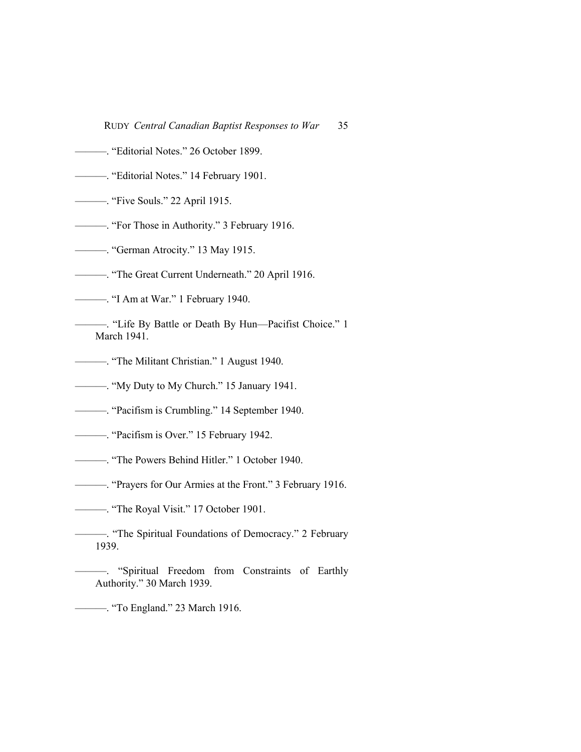———. “Editorial Notes.” 26 October 1899.

———. “Editorial Notes.” 14 February 1901.

———. “Five Souls.” 22 April 1915.

———. “For Those in Authority.” 3 February 1916.

———. “German Atrocity.” 13 May 1915.

———. “The Great Current Underneath.” 20 April 1916.

———. “I Am at War.” 1 February 1940.

———. “Life By Battle or Death By Hun—Pacifist Choice.” 1 March 1941.

———. “The Militant Christian.” 1 August 1940.

———. “My Duty to My Church.” 15 January 1941.

———. “Pacifism is Crumbling.” 14 September 1940.

———. “Pacifism is Over.” 15 February 1942.

———. “The Powers Behind Hitler.” 1 October 1940.

———. “Prayers for Our Armies at the Front.” 3 February 1916.

———. “The Royal Visit.” 17 October 1901.

———. “The Spiritual Foundations of Democracy.” 2 February 1939.

———. “Spiritual Freedom from Constraints of Earthly Authority.” 30 March 1939.

———. “To England.” 23 March 1916.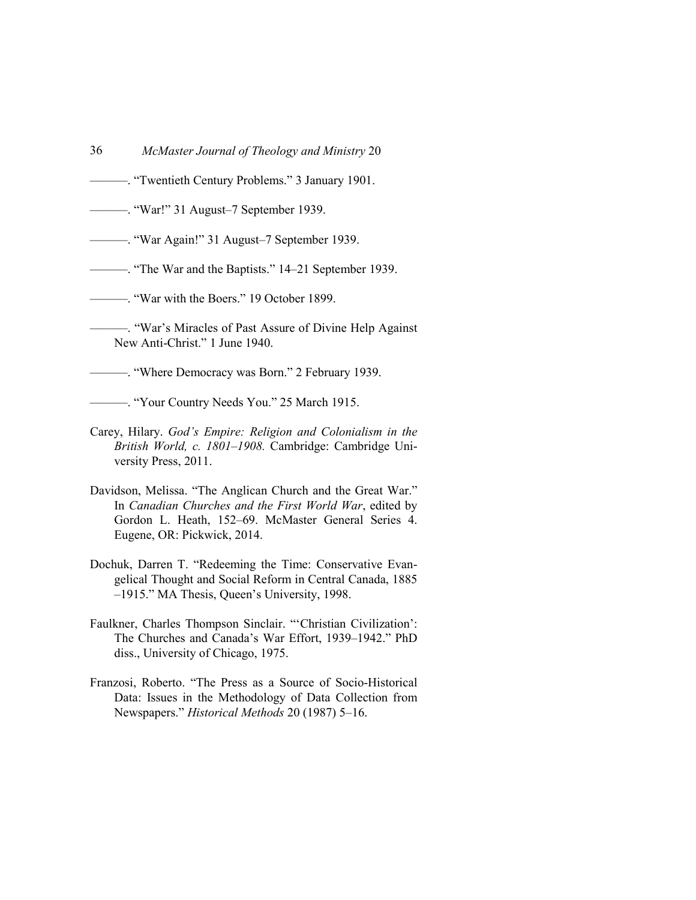———. “Twentieth Century Problems.” 3 January 1901.

———. “War!” 31 August–7 September 1939.

———. “War Again!” 31 August–7 September 1939.

———. “The War and the Baptists.” 14–21 September 1939.

———. “War with the Boers.” 19 October 1899.

———. “War’s Miracles of Past Assure of Divine Help Against New Anti-Christ.” 1 June 1940.

———. “Where Democracy was Born.” 2 February 1939.

———. “Your Country Needs You.” 25 March 1915.

Carey, Hilary. *God’s Empire: Religion and Colonialism in the British World, c. 1801–1908.* Cambridge: Cambridge University Press, 2011.

Davidson, Melissa. “The Anglican Church and the Great War.” In *Canadian Churches and the First World War*, edited by Gordon L. Heath, 152–69. McMaster General Series 4. Eugene, OR: Pickwick, 2014.

Dochuk, Darren T. “Redeeming the Time: Conservative Evangelical Thought and Social Reform in Central Canada, 1885–1915.” MA Thesis, Queen’s University, 1998.

Faulkner, Charles Thompson Sinclair. “‘Christian Civilization’: The Churches and Canada’s War Effort, 1939–1942.” PhD diss., University of Chicago, 1975.

Franzosi, Roberto. “The Press as a Source of Socio-Historical Data: Issues in the Methodology of Data Collection from Newspapers.” *Historical Methods* 20 (1987) 5–16.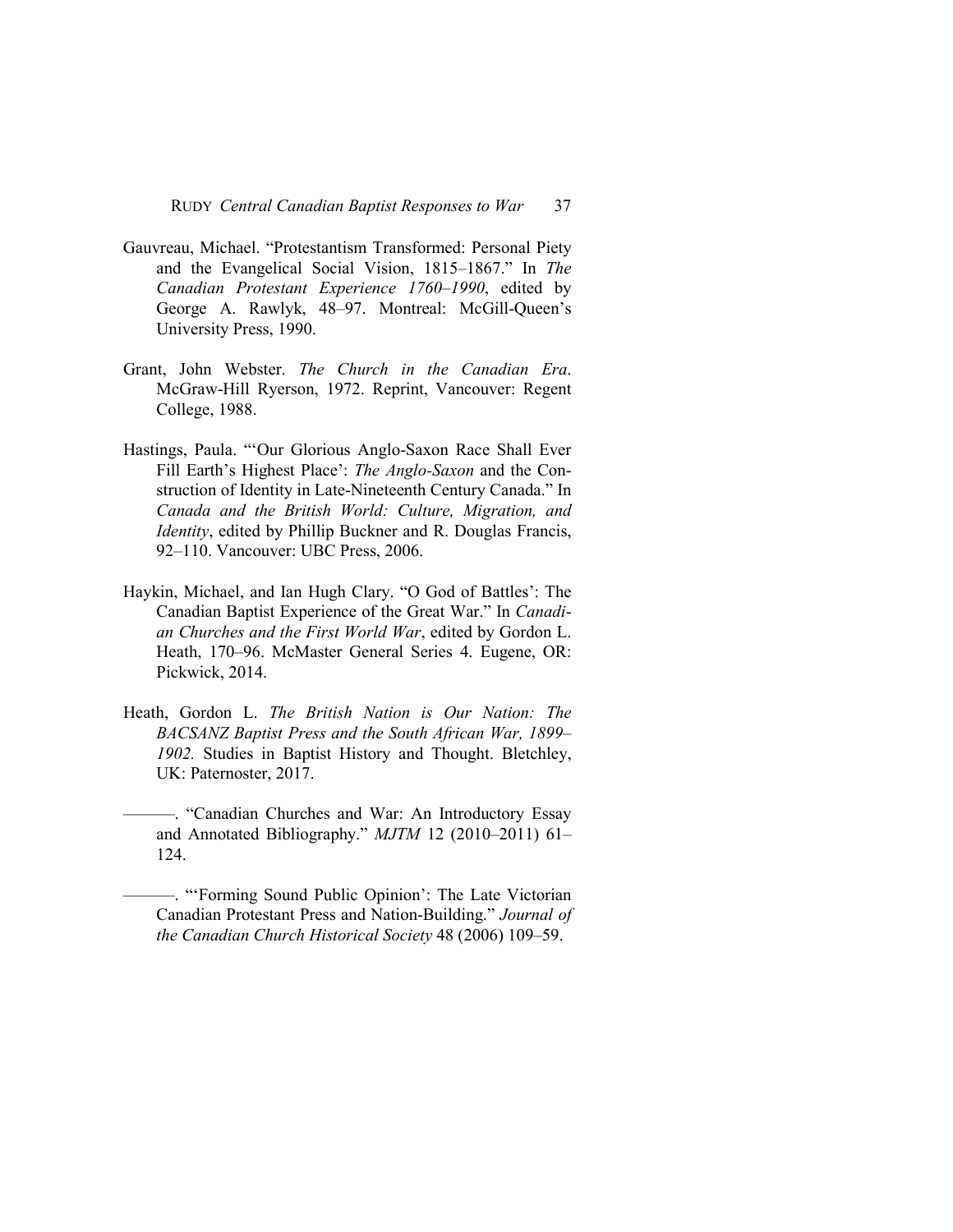Gauvreau, Michael. "Protestantism Transformed: Personal Piety and the Evangelical Social Vision, 1815–1867." In *The Canadian Protestant Experience 1760–1990*, edited by George A. Rawlyk, 48–97. Montreal: McGill-Queen's University Press, 1990.

Grant, John Webster. *The Church in the Canadian Era*. McGraw-Hill Ryerson, 1972. Reprint, Vancouver: Regent College, 1988.

Hastings, Paula. "'Our Glorious Anglo-Saxon Race Shall Ever Fill Earth's Highest Place': *The Anglo-Saxon* and the Construction of Identity in Late-Nineteenth Century Canada." In *Canada and the British World: Culture, Migration, and Identity*, edited by Phillip Buckner and R. Douglas Francis, 92–110. Vancouver: UBC Press, 2006.

Haykin, Michael, and Ian Hugh Clary. "O God of Battles': The Canadian Baptist Experience of the Great War." In *Canadian Churches and the First World War*, edited by Gordon L. Heath, 170–96. McMaster General Series 4. Eugene, OR: Pickwick, 2014.

Heath, Gordon L. *The British Nation is Our Nation: The BACSANZ Baptist Press and the South African War, 1899–1902.* Studies in Baptist History and Thought. Bletchley, UK: Paternoster, 2017.

———. "Canadian Churches and War: An Introductory Essay and Annotated Bibliography." *MJTM* 12 (2010–2011) 61–124.

———. "'Forming Sound Public Opinion': The Late Victorian Canadian Protestant Press and Nation-Building." *Journal of the Canadian Church Historical Society* 48 (2006) 109–59.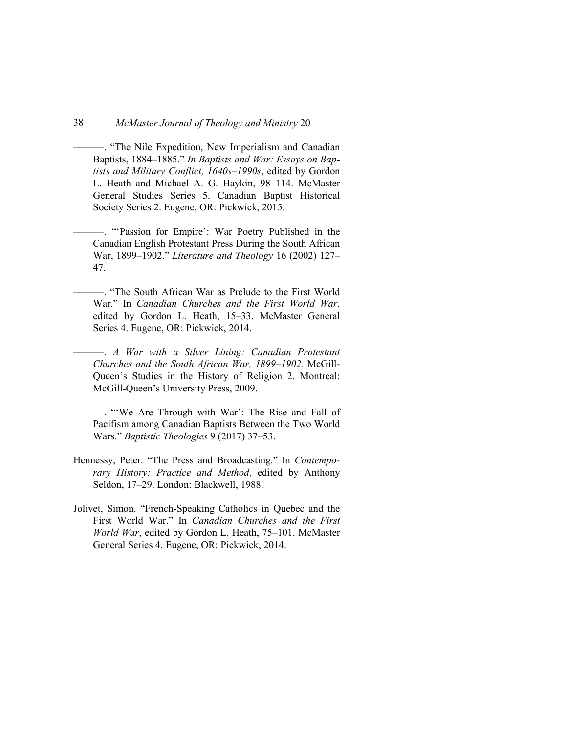———. “The Nile Expedition, New Imperialism and Canadian Baptists, 1884–1885.” *In Baptists and War: Essays on Baptists and Military Conflict, 1640s–1990s*, edited by Gordon L. Heath and Michael A. G. Haykin, 98–114. McMaster General Studies Series 5. Canadian Baptist Historical Society Series 2. Eugene, OR: Pickwick, 2015.

———. “‘Passion for Empire’: War Poetry Published in the Canadian English Protestant Press During the South African War, 1899–1902.” *Literature and Theology* 16 (2002) 127–47.

———. “The South African War as Prelude to the First World War.” In *Canadian Churches and the First World War*, edited by Gordon L. Heath, 15–33. McMaster General Series 4. Eugene, OR: Pickwick, 2014.

———. *A War with a Silver Lining: Canadian Protestant Churches and the South African War, 1899–1902.* McGill-Queen’s Studies in the History of Religion 2. Montreal: McGill-Queen’s University Press, 2009.

———. “‘We Are Through with War’: The Rise and Fall of Pacifism among Canadian Baptists Between the Two World Wars.” *Baptistic Theologies* 9 (2017) 37–53.

Hennessy, Peter. “The Press and Broadcasting.” In *Contemporary History: Practice and Method*, edited by Anthony Seldon, 17–29. London: Blackwell, 1988.

Jolivet, Simon. “French-Speaking Catholics in Quebec and the First World War.” In *Canadian Churches and the First World War*, edited by Gordon L. Heath, 75–101. McMaster General Series 4. Eugene, OR: Pickwick, 2014.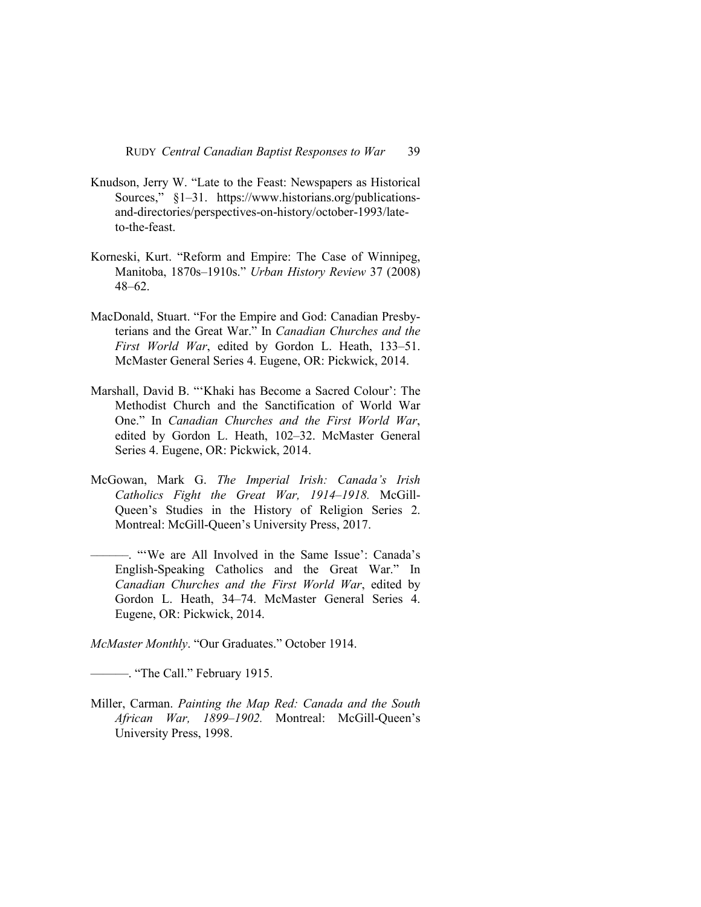Knudson, Jerry W. "Late to the Feast: Newspapers as Historical Sources," §1–31. https://www.historians.org/publications-and-directories/perspectives-on-history/october-1993/late-to-the-feast.

Korneski, Kurt. "Reform and Empire: The Case of Winnipeg, Manitoba, 1870s–1910s." *Urban History Review* 37 (2008) 48–62.

MacDonald, Stuart. "For the Empire and God: Canadian Presbyterians and the Great War." In *Canadian Churches and the First World War*, edited by Gordon L. Heath, 133–51. McMaster General Series 4. Eugene, OR: Pickwick, 2014.

Marshall, David B. "'Khaki has Become a Sacred Colour': The Methodist Church and the Sanctification of World War One." In *Canadian Churches and the First World War*, edited by Gordon L. Heath, 102–32. McMaster General Series 4. Eugene, OR: Pickwick, 2014.

McGowan, Mark G. *The Imperial Irish: Canada's Irish Catholics Fight the Great War, 1914–1918.* McGill-Queen's Studies in the History of Religion Series 2. Montreal: McGill-Queen's University Press, 2017.

———. "'We are All Involved in the Same Issue': Canada's English-Speaking Catholics and the Great War." In *Canadian Churches and the First World War*, edited by Gordon L. Heath, 34–74. McMaster General Series 4. Eugene, OR: Pickwick, 2014.

*McMaster Monthly*. "Our Graduates." October 1914.

———. "The Call." February 1915.

Miller, Carman. *Painting the Map Red: Canada and the South African War, 1899–1902.* Montreal: McGill-Queen's University Press, 1998.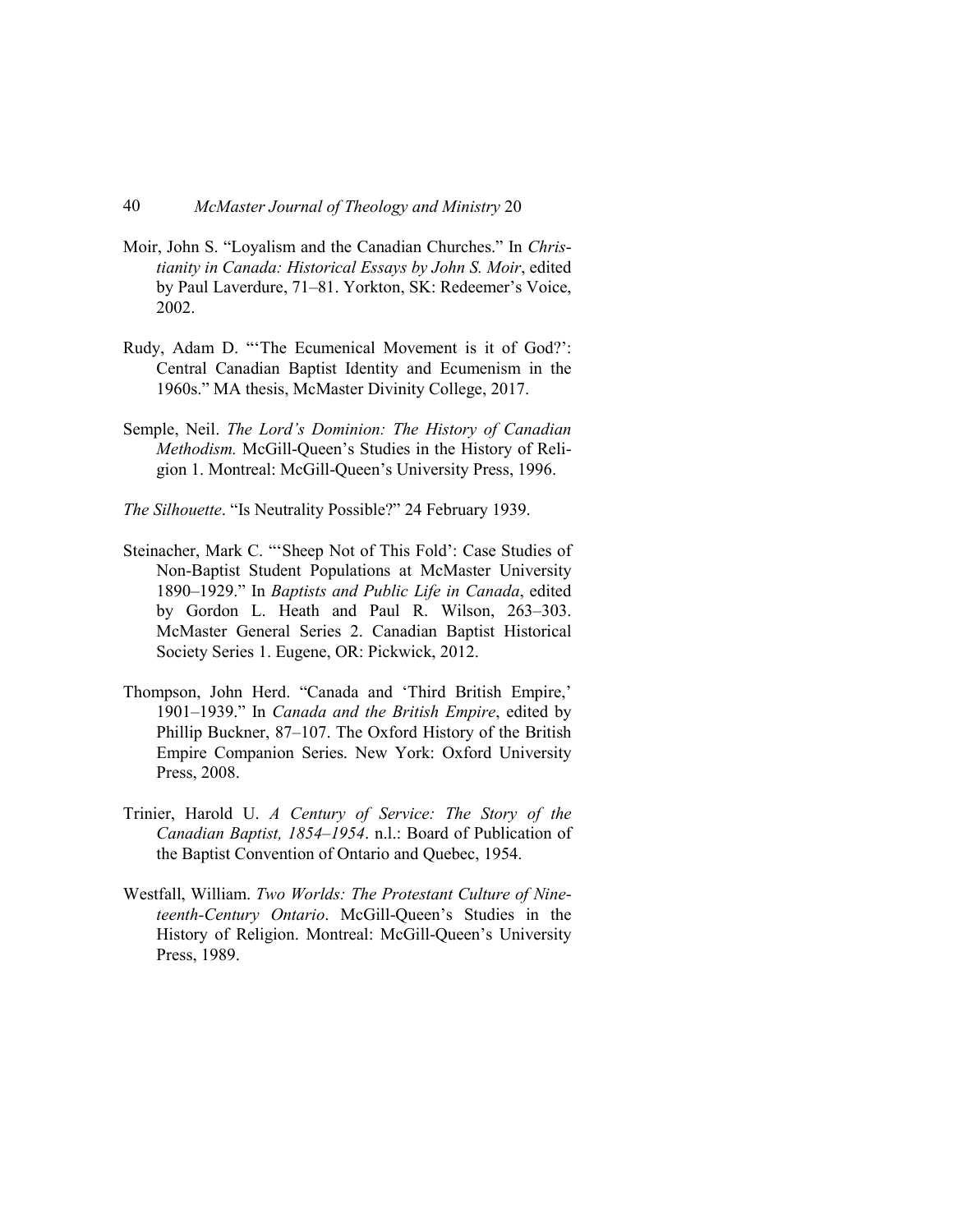Moir, John S. "Loyalism and the Canadian Churches." In *Christianity in Canada: Historical Essays by John S. Moir*, edited by Paul Laverdure, 71–81. Yorkton, SK: Redeemer's Voice, 2002.

Rudy, Adam D. "'The Ecumenical Movement is it of God?': Central Canadian Baptist Identity and Ecumenism in the 1960s." MA thesis, McMaster Divinity College, 2017.

Semple, Neil. *The Lord's Dominion: The History of Canadian Methodism.* McGill-Queen's Studies in the History of Religion 1. Montreal: McGill-Queen's University Press, 1996.

*The Silhouette*. "Is Neutrality Possible?" 24 February 1939.

Steinacher, Mark C. "'Sheep Not of This Fold': Case Studies of Non-Baptist Student Populations at McMaster University 1890–1929." In *Baptists and Public Life in Canada*, edited by Gordon L. Heath and Paul R. Wilson, 263–303. McMaster General Series 2. Canadian Baptist Historical Society Series 1. Eugene, OR: Pickwick, 2012.

Thompson, John Herd. "Canada and 'Third British Empire,' 1901–1939." In *Canada and the British Empire*, edited by Phillip Buckner, 87–107. The Oxford History of the British Empire Companion Series. New York: Oxford University Press, 2008.

Trinier, Harold U. *A Century of Service: The Story of the Canadian Baptist, 1854–1954*. n.l.: Board of Publication of the Baptist Convention of Ontario and Quebec, 1954.

Westfall, William. *Two Worlds: The Protestant Culture of Nineteenth-Century Ontario*. McGill-Queen's Studies in the History of Religion. Montreal: McGill-Queen's University Press, 1989.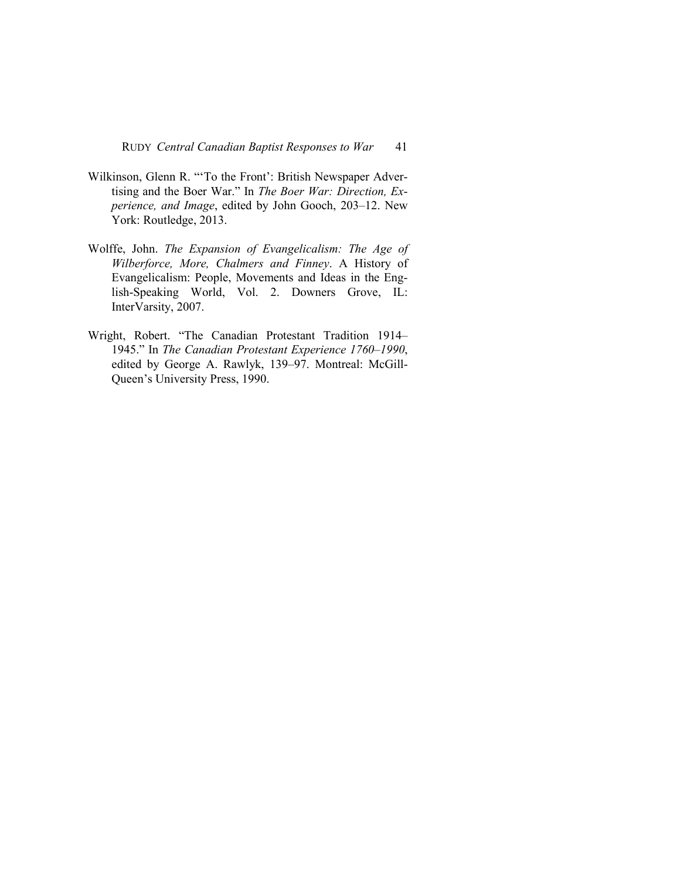Wilkinson, Glenn R. "'To the Front': British Newspaper Advertising and the Boer War." In *The Boer War: Direction, Experience, and Image*, edited by John Gooch, 203–12. New York: Routledge, 2013.

Wolffe, John. *The Expansion of Evangelicalism: The Age of Wilberforce, More, Chalmers and Finney*. A History of Evangelicalism: People, Movements and Ideas in the English-Speaking World, Vol. 2. Downers Grove, IL: InterVarsity, 2007.

Wright, Robert. "The Canadian Protestant Tradition 1914–1945." In *The Canadian Protestant Experience 1760–1990*, edited by George A. Rawlyk, 139–97. Montreal: McGill-Queen's University Press, 1990.